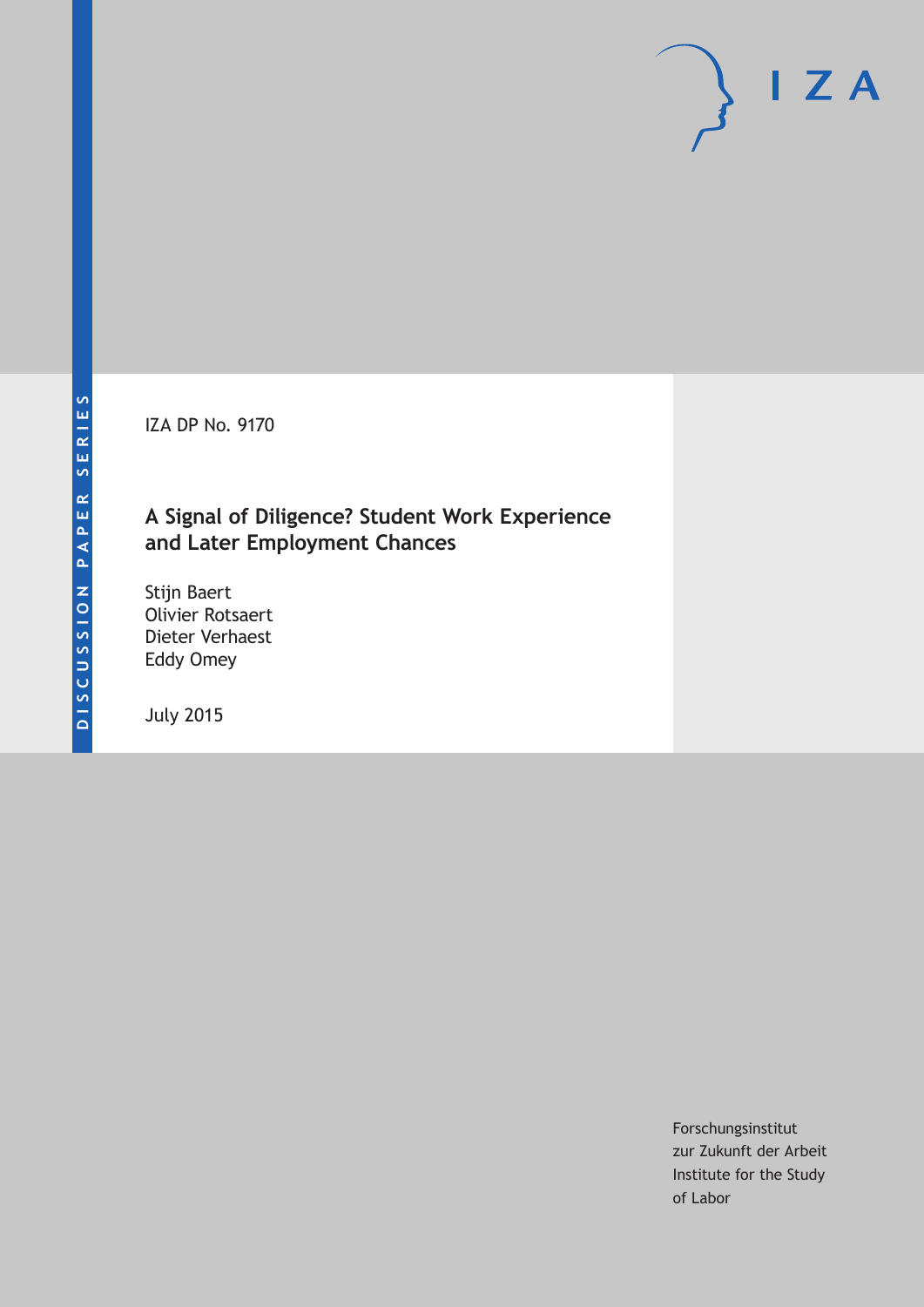DISCUSSION PAPER SERIES

IZA DP No. 9170

# A Signal of Diligence? Student Work Experience and Later Employment Chances

Stijn Baert
Olivier Rotsaert
Dieter Verhaest
Eddy Omey

July 2015

Forschungsinstitut
zur Zukunft der Arbeit
Institute for the Study
of Labor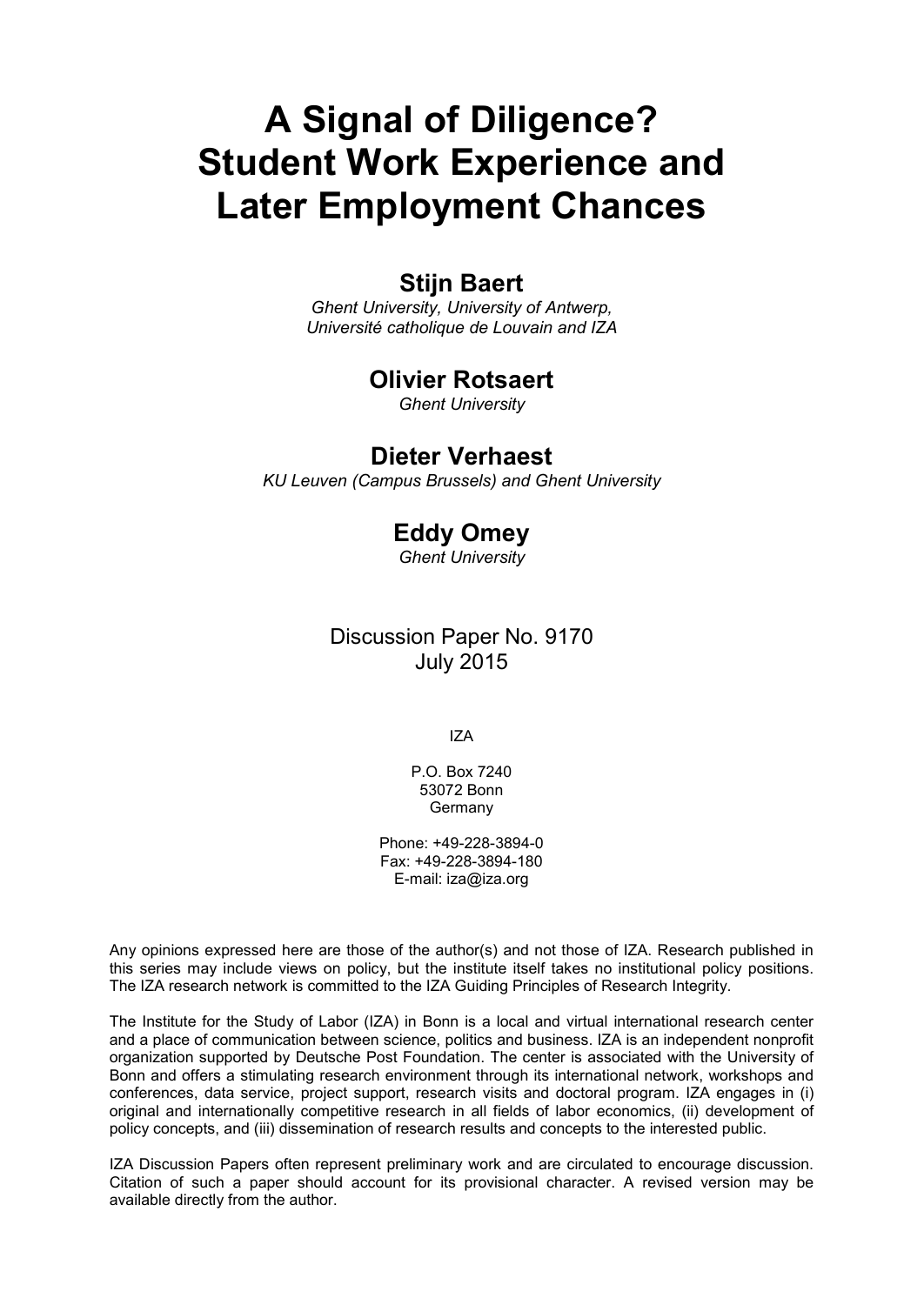# A Signal of Diligence? Student Work Experience and Later Employment Chances

## Stijn Baert

*Ghent University, University of Antwerp,*
*Université catholique de Louvain and IZA*

## Olivier Rotsaert

*Ghent University*

## Dieter Verhaest

*KU Leuven (Campus Brussels) and Ghent University*

## Eddy Omey

*Ghent University*

Discussion Paper No. 9170
July 2015

IZA

P.O. Box 7240
53072 Bonn
Germany

Phone: +49-228-3894-0
Fax: +49-228-3894-180
E-mail: iza@iza.org

Any opinions expressed here are those of the author(s) and not those of IZA. Research published in this series may include views on policy, but the institute itself takes no institutional policy positions. The IZA research network is committed to the IZA Guiding Principles of Research Integrity.

The Institute for the Study of Labor (IZA) in Bonn is a local and virtual international research center and a place of communication between science, politics and business. IZA is an independent nonprofit organization supported by Deutsche Post Foundation. The center is associated with the University of Bonn and offers a stimulating research environment through its international network, workshops and conferences, data service, project support, research visits and doctoral program. IZA engages in (i) original and internationally competitive research in all fields of labor economics, (ii) development of policy concepts, and (iii) dissemination of research results and concepts to the interested public.

IZA Discussion Papers often represent preliminary work and are circulated to encourage discussion. Citation of such a paper should account for its provisional character. A revised version may be available directly from the author.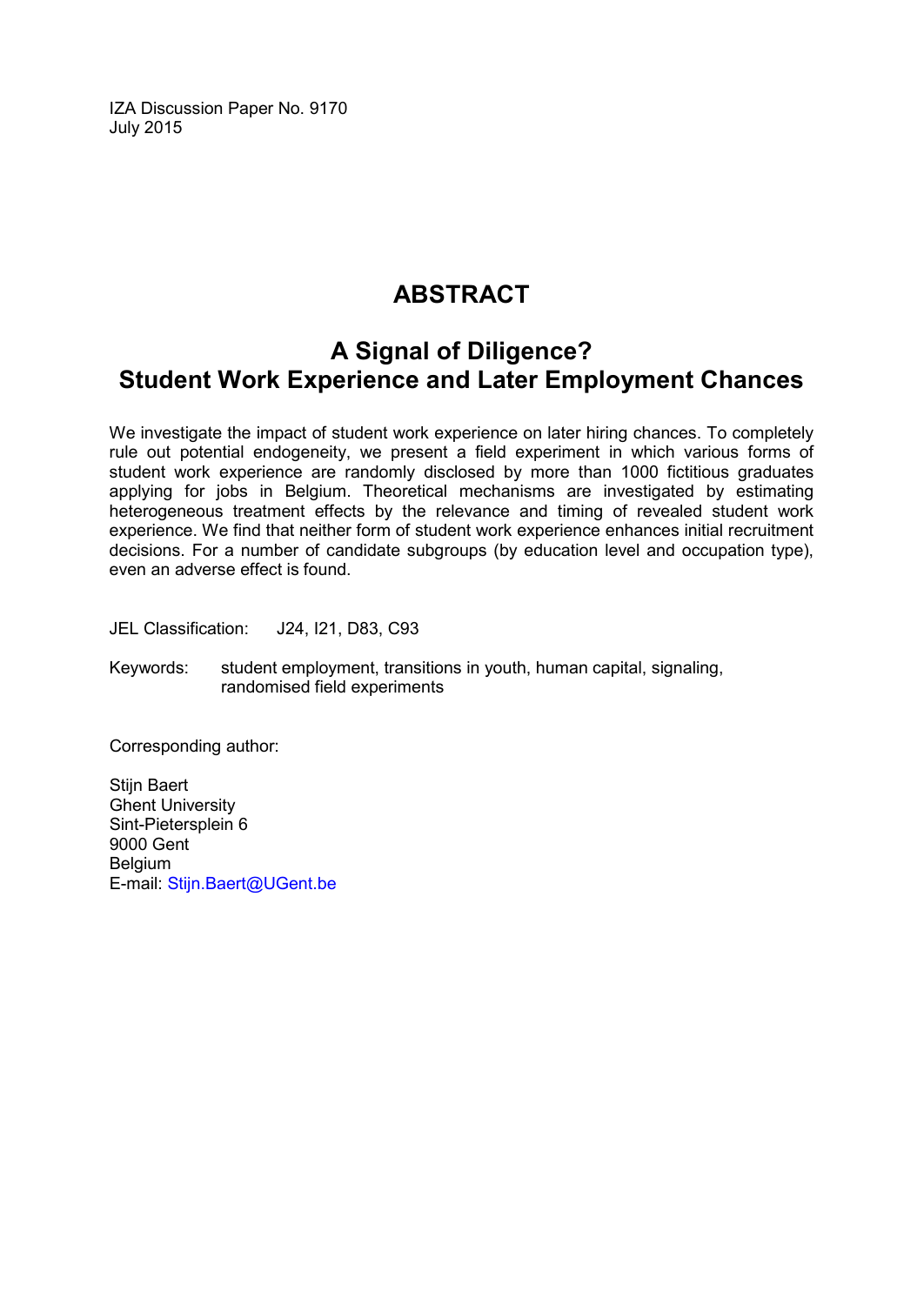IZA Discussion Paper No. 9170
July 2015

# ABSTRACT

## A Signal of Diligence? Student Work Experience and Later Employment Chances

We investigate the impact of student work experience on later hiring chances. To completely rule out potential endogeneity, we present a field experiment in which various forms of student work experience are randomly disclosed by more than 1000 fictitious graduates applying for jobs in Belgium. Theoretical mechanisms are investigated by estimating heterogeneous treatment effects by the relevance and timing of revealed student work experience. We find that neither form of student work experience enhances initial recruitment decisions. For a number of candidate subgroups (by education level and occupation type), even an adverse effect is found.

JEL Classification: J24, I21, D83, C93

Keywords: student employment, transitions in youth, human capital, signaling, randomised field experiments

Corresponding author:

Stijn Baert
Ghent University
Sint-Pietersplein 6
9000 Gent
Belgium
E-mail: Stijn.Baert@UGent.be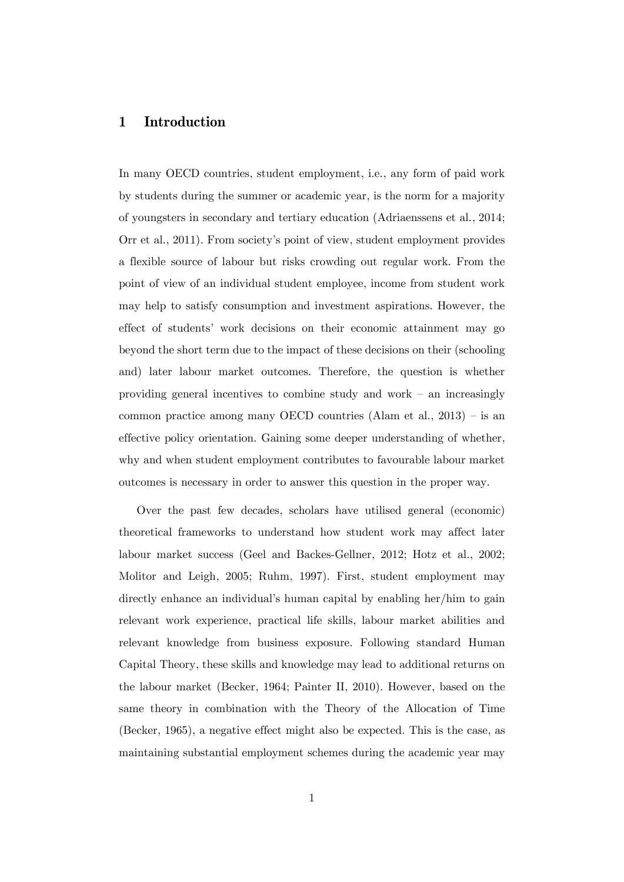# 1 Introduction

In many OECD countries, student employment, i.e., any form of paid work by students during the summer or academic year, is the norm for a majority of youngsters in secondary and tertiary education (Adriaenssens et al., 2014; Orr et al., 2011). From society's point of view, student employment provides a flexible source of labour but risks crowding out regular work. From the point of view of an individual student employee, income from student work may help to satisfy consumption and investment aspirations. However, the effect of students' work decisions on their economic attainment may go beyond the short term due to the impact of these decisions on their (schooling and) later labour market outcomes. Therefore, the question is whether providing general incentives to combine study and work – an increasingly common practice among many OECD countries (Alam et al., 2013) – is an effective policy orientation. Gaining some deeper understanding of whether, why and when student employment contributes to favourable labour market outcomes is necessary in order to answer this question in the proper way.

Over the past few decades, scholars have utilised general (economic) theoretical frameworks to understand how student work may affect later labour market success (Geel and Backes-Gellner, 2012; Hotz et al., 2002; Molitor and Leigh, 2005; Ruhm, 1997). First, student employment may directly enhance an individual's human capital by enabling her/him to gain relevant work experience, practical life skills, labour market abilities and relevant knowledge from business exposure. Following standard Human Capital Theory, these skills and knowledge may lead to additional returns on the labour market (Becker, 1964; Painter II, 2010). However, based on the same theory in combination with the Theory of the Allocation of Time (Becker, 1965), a negative effect might also be expected. This is the case, as maintaining substantial employment schemes during the academic year may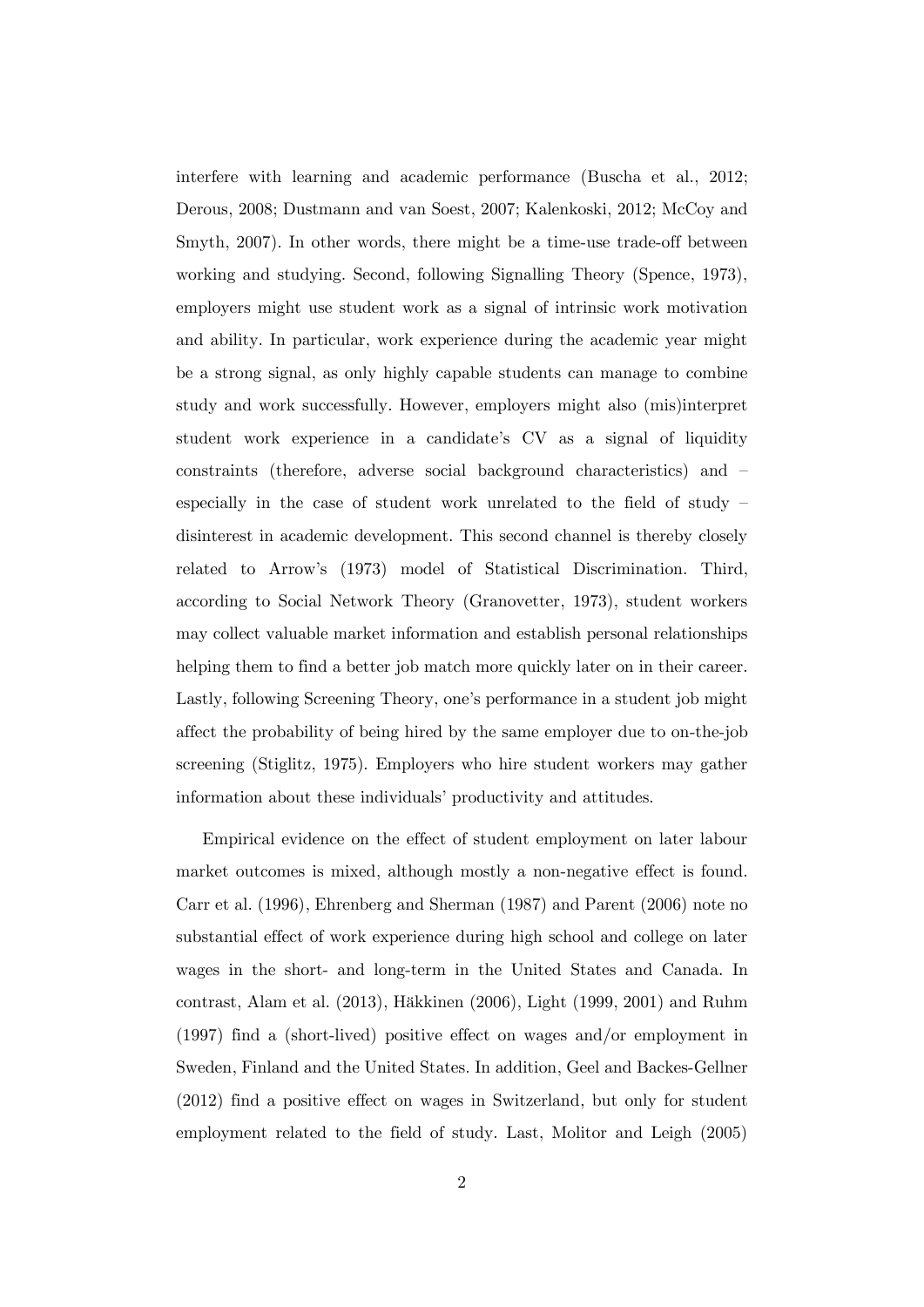interfere with learning and academic performance (Buscha et al., 2012; Derous, 2008; Dustmann and van Soest, 2007; Kalenkoski, 2012; McCoy and Smyth, 2007). In other words, there might be a time-use trade-off between working and studying. Second, following Signalling Theory (Spence, 1973), employers might use student work as a signal of intrinsic work motivation and ability. In particular, work experience during the academic year might be a strong signal, as only highly capable students can manage to combine study and work successfully. However, employers might also (mis)interpret student work experience in a candidate's CV as a signal of liquidity constraints (therefore, adverse social background characteristics) and – especially in the case of student work unrelated to the field of study – disinterest in academic development. This second channel is thereby closely related to Arrow's (1973) model of Statistical Discrimination. Third, according to Social Network Theory (Granovetter, 1973), student workers may collect valuable market information and establish personal relationships helping them to find a better job match more quickly later on in their career. Lastly, following Screening Theory, one's performance in a student job might affect the probability of being hired by the same employer due to on-the-job screening (Stiglitz, 1975). Employers who hire student workers may gather information about these individuals' productivity and attitudes.

Empirical evidence on the effect of student employment on later labour market outcomes is mixed, although mostly a non-negative effect is found. Carr et al. (1996), Ehrenberg and Sherman (1987) and Parent (2006) note no substantial effect of work experience during high school and college on later wages in the short- and long-term in the United States and Canada. In contrast, Alam et al. (2013), Häkkinen (2006), Light (1999, 2001) and Ruhm (1997) find a (short-lived) positive effect on wages and/or employment in Sweden, Finland and the United States. In addition, Geel and Backes-Gellner (2012) find a positive effect on wages in Switzerland, but only for student employment related to the field of study. Last, Molitor and Leigh (2005)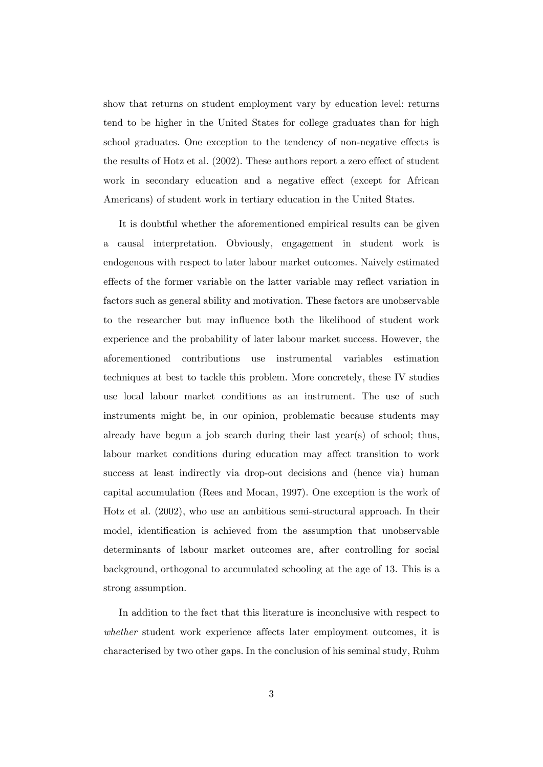show that returns on student employment vary by education level: returns tend to be higher in the United States for college graduates than for high school graduates. One exception to the tendency of non-negative effects is the results of Hotz et al. (2002). These authors report a zero effect of student work in secondary education and a negative effect (except for African Americans) of student work in tertiary education in the United States.

It is doubtful whether the aforementioned empirical results can be given a causal interpretation. Obviously, engagement in student work is endogenous with respect to later labour market outcomes. Naively estimated effects of the former variable on the latter variable may reflect variation in factors such as general ability and motivation. These factors are unobservable to the researcher but may influence both the likelihood of student work experience and the probability of later labour market success. However, the aforementioned contributions use instrumental variables estimation techniques at best to tackle this problem. More concretely, these IV studies use local labour market conditions as an instrument. The use of such instruments might be, in our opinion, problematic because students may already have begun a job search during their last year(s) of school; thus, labour market conditions during education may affect transition to work success at least indirectly via drop-out decisions and (hence via) human capital accumulation (Rees and Mocan, 1997). One exception is the work of Hotz et al. (2002), who use an ambitious semi-structural approach. In their model, identification is achieved from the assumption that unobservable determinants of labour market outcomes are, after controlling for social background, orthogonal to accumulated schooling at the age of 13. This is a strong assumption.

In addition to the fact that this literature is inconclusive with respect to *whether* student work experience affects later employment outcomes, it is characterised by two other gaps. In the conclusion of his seminal study, Ruhm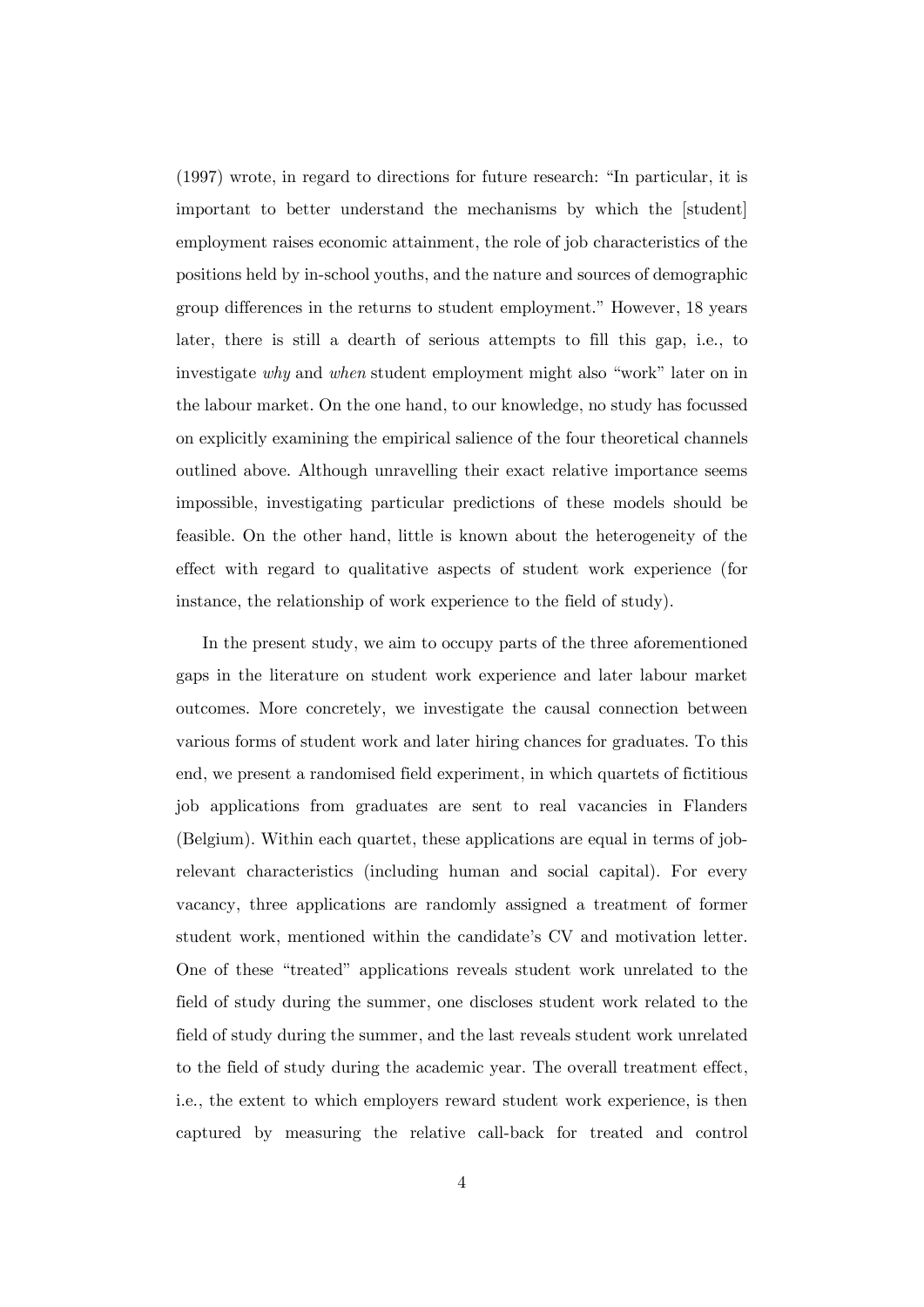(1997) wrote, in regard to directions for future research: "In particular, it is important to better understand the mechanisms by which the [student] employment raises economic attainment, the role of job characteristics of the positions held by in-school youths, and the nature and sources of demographic group differences in the returns to student employment." However, 18 years later, there is still a dearth of serious attempts to fill this gap, i.e., to investigate *why* and *when* student employment might also "work" later on in the labour market. On the one hand, to our knowledge, no study has focussed on explicitly examining the empirical salience of the four theoretical channels outlined above. Although unravelling their exact relative importance seems impossible, investigating particular predictions of these models should be feasible. On the other hand, little is known about the heterogeneity of the effect with regard to qualitative aspects of student work experience (for instance, the relationship of work experience to the field of study).

In the present study, we aim to occupy parts of the three aforementioned gaps in the literature on student work experience and later labour market outcomes. More concretely, we investigate the causal connection between various forms of student work and later hiring chances for graduates. To this end, we present a randomised field experiment, in which quartets of fictitious job applications from graduates are sent to real vacancies in Flanders (Belgium). Within each quartet, these applications are equal in terms of job-relevant characteristics (including human and social capital). For every vacancy, three applications are randomly assigned a treatment of former student work, mentioned within the candidate's CV and motivation letter. One of these "treated" applications reveals student work unrelated to the field of study during the summer, one discloses student work related to the field of study during the summer, and the last reveals student work unrelated to the field of study during the academic year. The overall treatment effect, i.e., the extent to which employers reward student work experience, is then captured by measuring the relative call-back for treated and control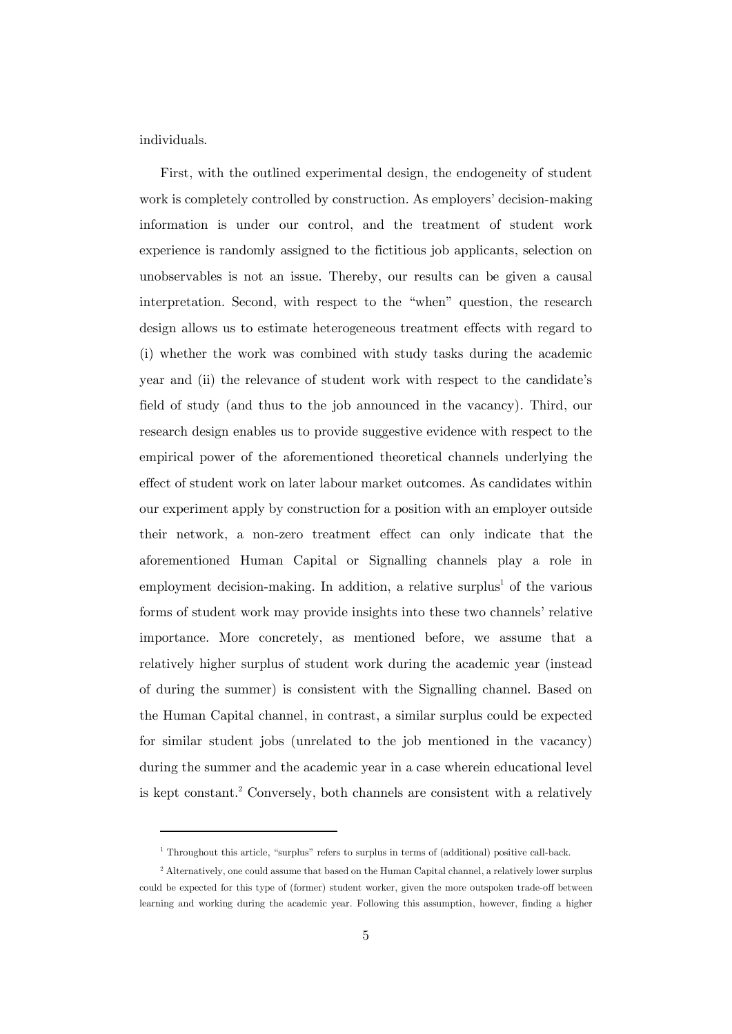individuals.

First, with the outlined experimental design, the endogeneity of student work is completely controlled by construction. As employers' decision-making information is under our control, and the treatment of student work experience is randomly assigned to the fictitious job applicants, selection on unobservables is not an issue. Thereby, our results can be given a causal interpretation. Second, with respect to the "when" question, the research design allows us to estimate heterogeneous treatment effects with regard to (i) whether the work was combined with study tasks during the academic year and (ii) the relevance of student work with respect to the candidate's field of study (and thus to the job announced in the vacancy). Third, our research design enables us to provide suggestive evidence with respect to the empirical power of the aforementioned theoretical channels underlying the effect of student work on later labour market outcomes. As candidates within our experiment apply by construction for a position with an employer outside their network, a non-zero treatment effect can only indicate that the aforementioned Human Capital or Signalling channels play a role in employment decision-making. In addition, a relative surplus[1] of the various forms of student work may provide insights into these two channels' relative importance. More concretely, as mentioned before, we assume that a relatively higher surplus of student work during the academic year (instead of during the summer) is consistent with the Signalling channel. Based on the Human Capital channel, in contrast, a similar surplus could be expected for similar student jobs (unrelated to the job mentioned in the vacancy) during the summer and the academic year in a case wherein educational level is kept constant.[2] Conversely, both channels are consistent with a relatively

---

[1] Throughout this article, "surplus" refers to surplus in terms of (additional) positive call-back.

[2] Alternatively, one could assume that based on the Human Capital channel, a relatively lower surplus could be expected for this type of (former) student worker, given the more outspoken trade-off between learning and working during the academic year. Following this assumption, however, finding a higher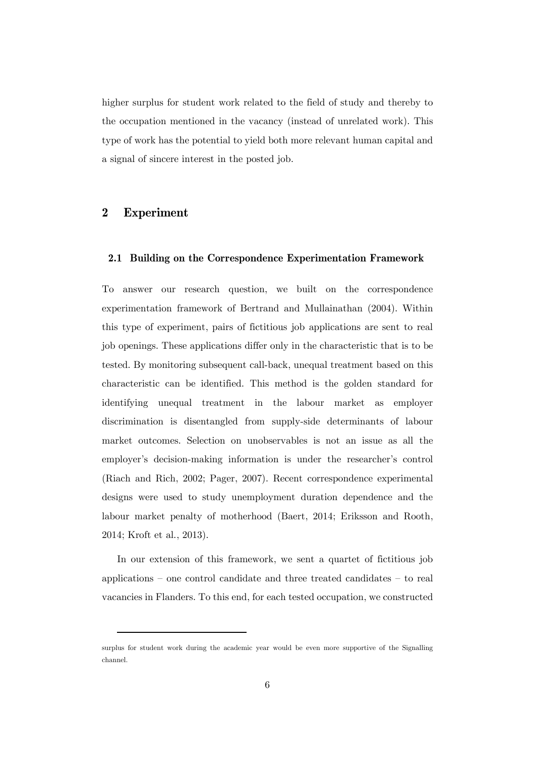higher surplus for student work related to the field of study and thereby to the occupation mentioned in the vacancy (instead of unrelated work). This type of work has the potential to yield both more relevant human capital and a signal of sincere interest in the posted job.

## 2 Experiment

### 2.1 Building on the Correspondence Experimentation Framework

To answer our research question, we built on the correspondence experimentation framework of Bertrand and Mullainathan (2004). Within this type of experiment, pairs of fictitious job applications are sent to real job openings. These applications differ only in the characteristic that is to be tested. By monitoring subsequent call-back, unequal treatment based on this characteristic can be identified. This method is the golden standard for identifying unequal treatment in the labour market as employer discrimination is disentangled from supply-side determinants of labour market outcomes. Selection on unobservables is not an issue as all the employer's decision-making information is under the researcher's control (Riach and Rich, 2002; Pager, 2007). Recent correspondence experimental designs were used to study unemployment duration dependence and the labour market penalty of motherhood (Baert, 2014; Eriksson and Rooth, 2014; Kroft et al., 2013).

In our extension of this framework, we sent a quartet of fictitious job applications – one control candidate and three treated candidates – to real vacancies in Flanders. To this end, for each tested occupation, we constructed

surplus for student work during the academic year would be even more supportive of the Signalling channel.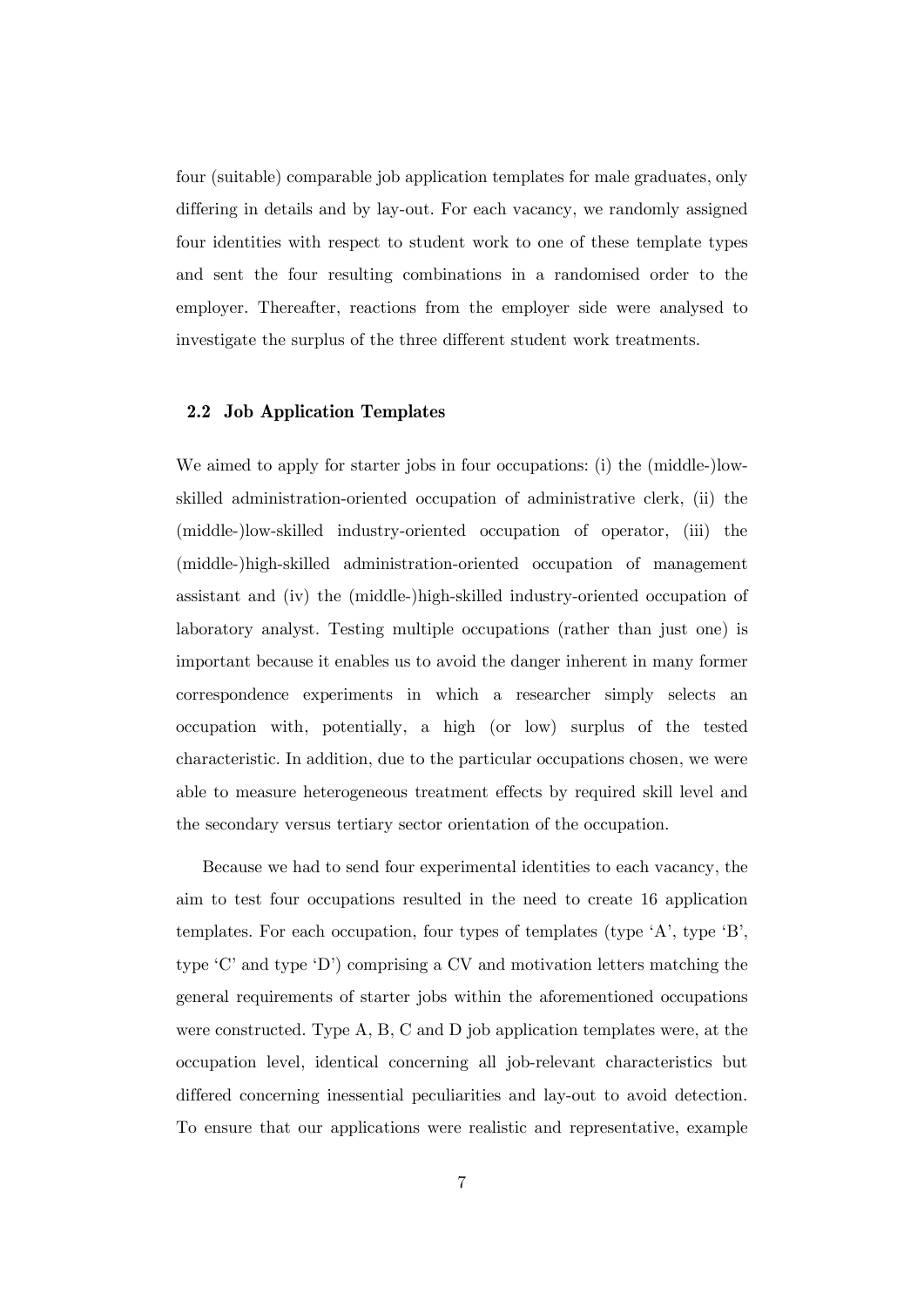four (suitable) comparable job application templates for male graduates, only differing in details and by lay-out. For each vacancy, we randomly assigned four identities with respect to student work to one of these template types and sent the four resulting combinations in a randomised order to the employer. Thereafter, reactions from the employer side were analysed to investigate the surplus of the three different student work treatments.

### 2.2 Job Application Templates

We aimed to apply for starter jobs in four occupations: (i) the (middle-)low-skilled administration-oriented occupation of administrative clerk, (ii) the (middle-)low-skilled industry-oriented occupation of operator, (iii) the (middle-)high-skilled administration-oriented occupation of management assistant and (iv) the (middle-)high-skilled industry-oriented occupation of laboratory analyst. Testing multiple occupations (rather than just one) is important because it enables us to avoid the danger inherent in many former correspondence experiments in which a researcher simply selects an occupation with, potentially, a high (or low) surplus of the tested characteristic. In addition, due to the particular occupations chosen, we were able to measure heterogeneous treatment effects by required skill level and the secondary versus tertiary sector orientation of the occupation.

Because we had to send four experimental identities to each vacancy, the aim to test four occupations resulted in the need to create 16 application templates. For each occupation, four types of templates (type 'A', type 'B', type 'C' and type 'D') comprising a CV and motivation letters matching the general requirements of starter jobs within the aforementioned occupations were constructed. Type A, B, C and D job application templates were, at the occupation level, identical concerning all job-relevant characteristics but differed concerning inessential peculiarities and lay-out to avoid detection. To ensure that our applications were realistic and representative, example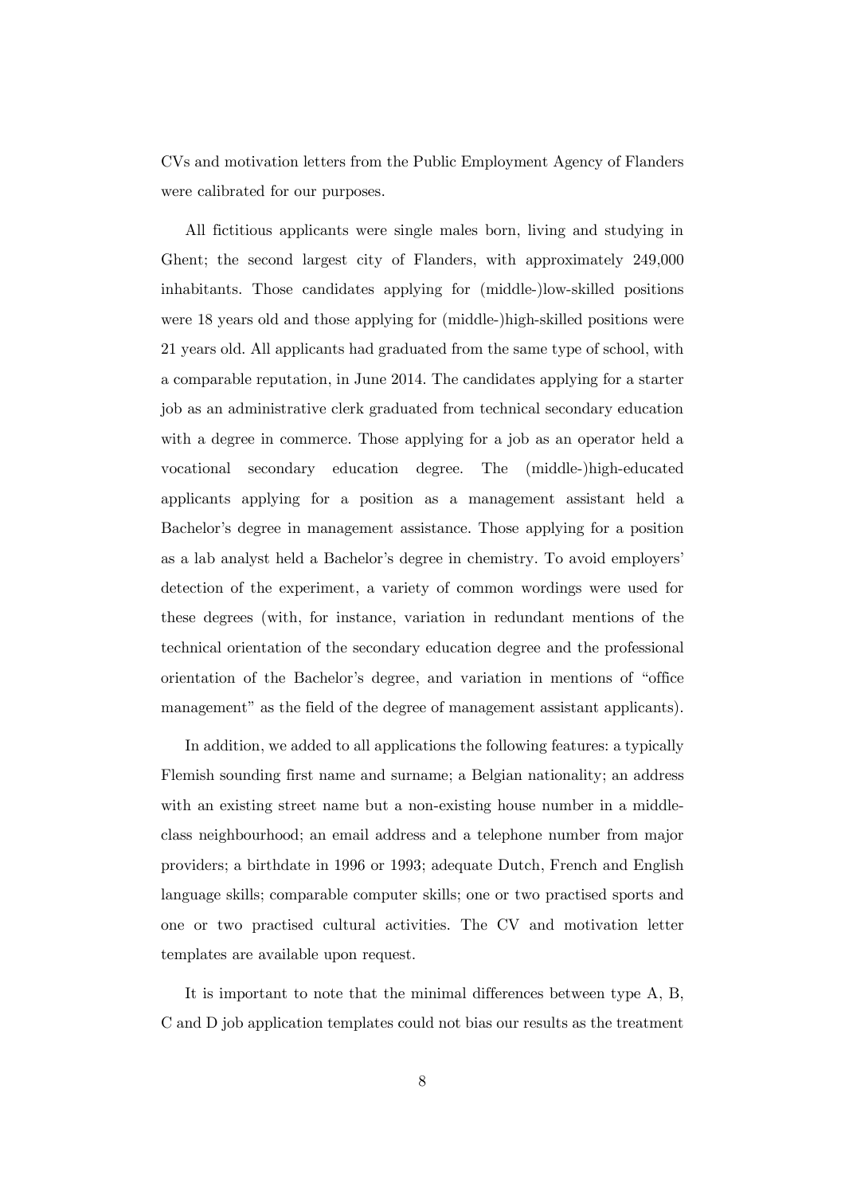CVs and motivation letters from the Public Employment Agency of Flanders were calibrated for our purposes.

All fictitious applicants were single males born, living and studying in Ghent; the second largest city of Flanders, with approximately 249,000 inhabitants. Those candidates applying for (middle-)low-skilled positions were 18 years old and those applying for (middle-)high-skilled positions were 21 years old. All applicants had graduated from the same type of school, with a comparable reputation, in June 2014. The candidates applying for a starter job as an administrative clerk graduated from technical secondary education with a degree in commerce. Those applying for a job as an operator held a vocational secondary education degree. The (middle-)high-educated applicants applying for a position as a management assistant held a Bachelor's degree in management assistance. Those applying for a position as a lab analyst held a Bachelor's degree in chemistry. To avoid employers' detection of the experiment, a variety of common wordings were used for these degrees (with, for instance, variation in redundant mentions of the technical orientation of the secondary education degree and the professional orientation of the Bachelor's degree, and variation in mentions of "office management" as the field of the degree of management assistant applicants).

In addition, we added to all applications the following features: a typically Flemish sounding first name and surname; a Belgian nationality; an address with an existing street name but a non-existing house number in a middle-class neighbourhood; an email address and a telephone number from major providers; a birthdate in 1996 or 1993; adequate Dutch, French and English language skills; comparable computer skills; one or two practised sports and one or two practised cultural activities. The CV and motivation letter templates are available upon request.

It is important to note that the minimal differences between type A, B, C and D job application templates could not bias our results as the treatment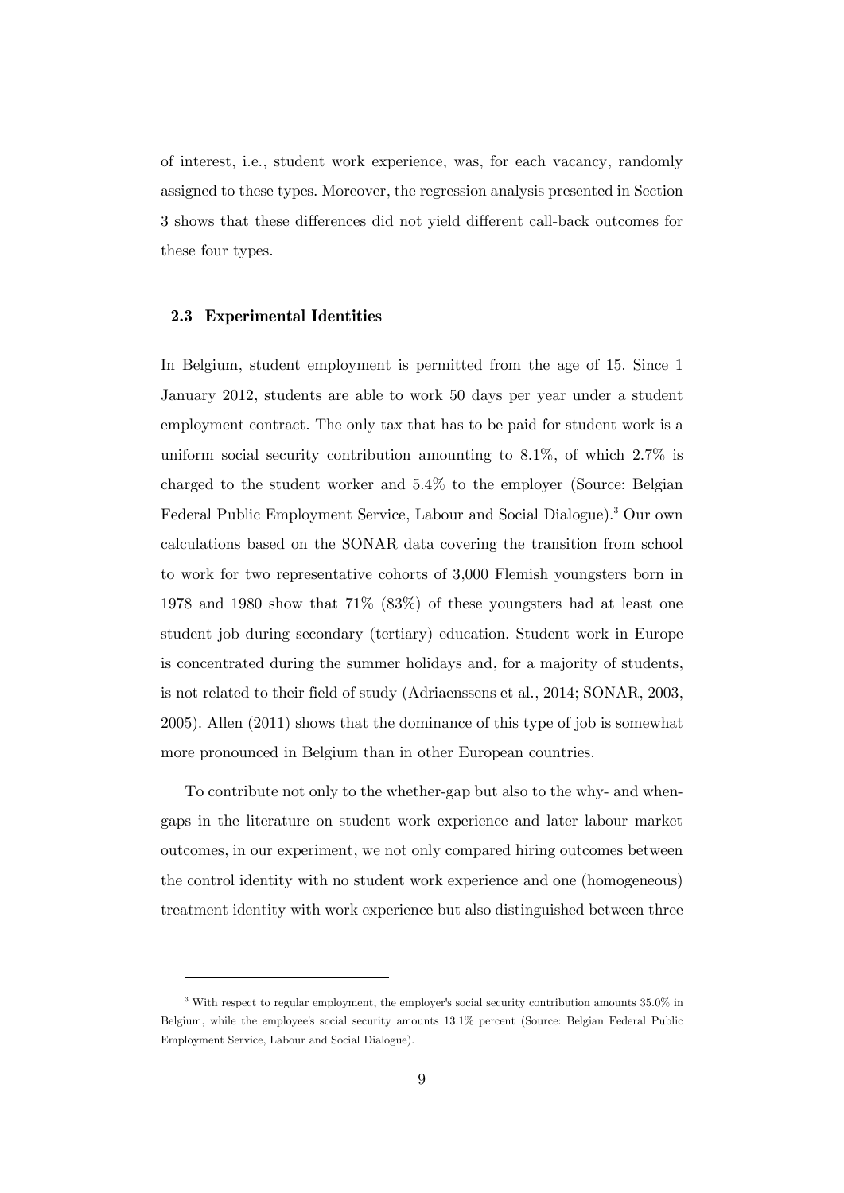of interest, i.e., student work experience, was, for each vacancy, randomly assigned to these types. Moreover, the regression analysis presented in Section 3 shows that these differences did not yield different call-back outcomes for these four types.

### 2.3 Experimental Identities

In Belgium, student employment is permitted from the age of 15. Since 1 January 2012, students are able to work 50 days per year under a student employment contract. The only tax that has to be paid for student work is a uniform social security contribution amounting to 8.1%, of which 2.7% is charged to the student worker and 5.4% to the employer (Source: Belgian Federal Public Employment Service, Labour and Social Dialogue).[3] Our own calculations based on the SONAR data covering the transition from school to work for two representative cohorts of 3,000 Flemish youngsters born in 1978 and 1980 show that 71% (83%) of these youngsters had at least one student job during secondary (tertiary) education. Student work in Europe is concentrated during the summer holidays and, for a majority of students, is not related to their field of study (Adriaenssens et al., 2014; SONAR, 2003, 2005). Allen (2011) shows that the dominance of this type of job is somewhat more pronounced in Belgium than in other European countries.

To contribute not only to the whether-gap but also to the why- and when-gaps in the literature on student work experience and later labour market outcomes, in our experiment, we not only compared hiring outcomes between the control identity with no student work experience and one (homogeneous) treatment identity with work experience but also distinguished between three

---

[3] With respect to regular employment, the employer's social security contribution amounts 35.0% in Belgium, while the employee's social security amounts 13.1% percent (Source: Belgian Federal Public Employment Service, Labour and Social Dialogue).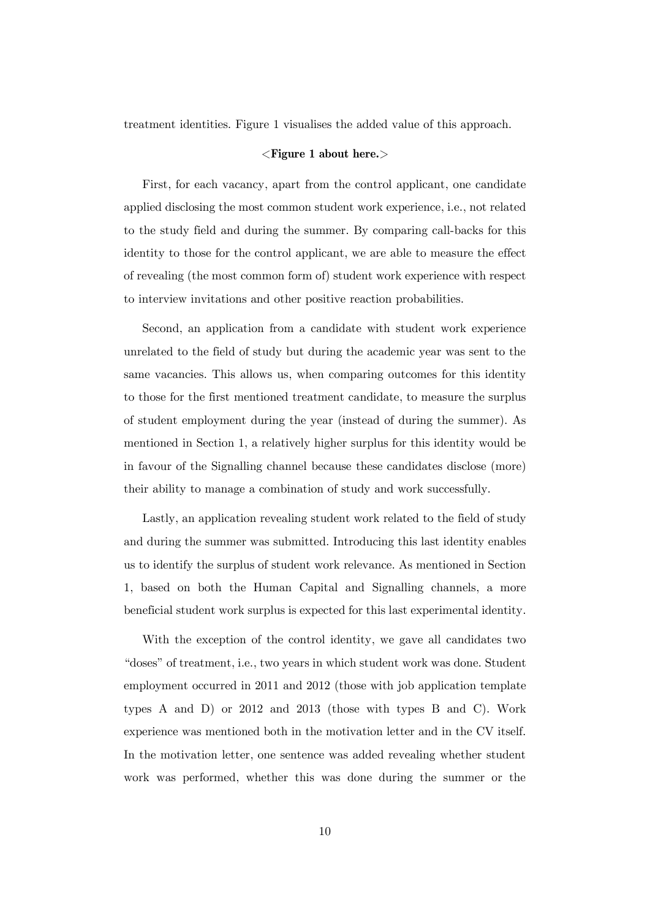treatment identities. Figure 1 visualises the added value of this approach.

<**Figure 1 about here.**>

First, for each vacancy, apart from the control applicant, one candidate applied disclosing the most common student work experience, i.e., not related to the study field and during the summer. By comparing call-backs for this identity to those for the control applicant, we are able to measure the effect of revealing (the most common form of) student work experience with respect to interview invitations and other positive reaction probabilities.

Second, an application from a candidate with student work experience unrelated to the field of study but during the academic year was sent to the same vacancies. This allows us, when comparing outcomes for this identity to those for the first mentioned treatment candidate, to measure the surplus of student employment during the year (instead of during the summer). As mentioned in Section 1, a relatively higher surplus for this identity would be in favour of the Signalling channel because these candidates disclose (more) their ability to manage a combination of study and work successfully.

Lastly, an application revealing student work related to the field of study and during the summer was submitted. Introducing this last identity enables us to identify the surplus of student work relevance. As mentioned in Section 1, based on both the Human Capital and Signalling channels, a more beneficial student work surplus is expected for this last experimental identity.

With the exception of the control identity, we gave all candidates two "doses" of treatment, i.e., two years in which student work was done. Student employment occurred in 2011 and 2012 (those with job application template types A and D) or 2012 and 2013 (those with types B and C). Work experience was mentioned both in the motivation letter and in the CV itself. In the motivation letter, one sentence was added revealing whether student work was performed, whether this was done during the summer or the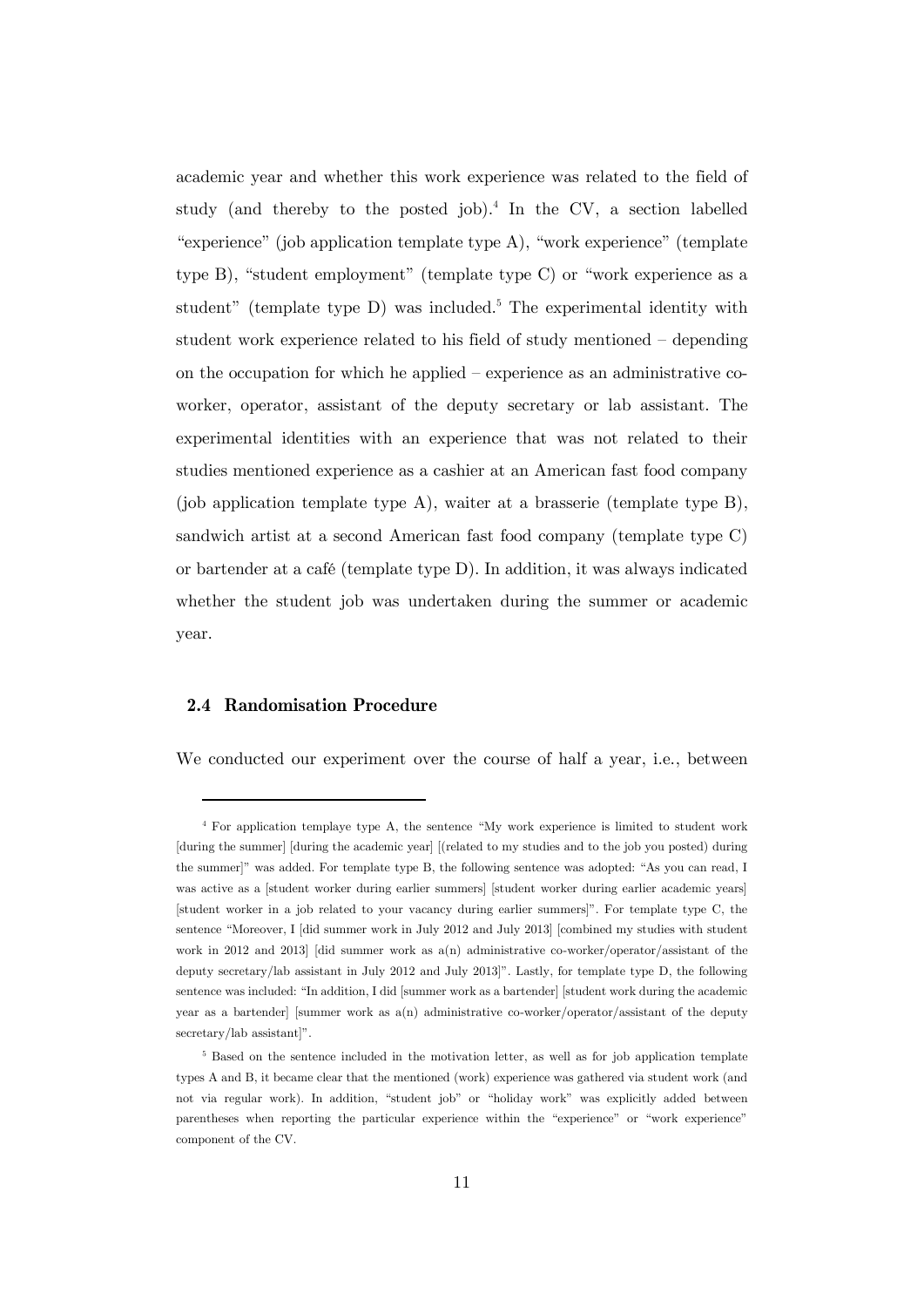academic year and whether this work experience was related to the field of study (and thereby to the posted job).[4] In the CV, a section labelled "experience" (job application template type A), "work experience" (template type B), "student employment" (template type C) or "work experience as a student" (template type D) was included.[5] The experimental identity with student work experience related to his field of study mentioned – depending on the occupation for which he applied – experience as an administrative co-worker, operator, assistant of the deputy secretary or lab assistant. The experimental identities with an experience that was not related to their studies mentioned experience as a cashier at an American fast food company (job application template type A), waiter at a brasserie (template type B), sandwich artist at a second American fast food company (template type C) or bartender at a café (template type D). In addition, it was always indicated whether the student job was undertaken during the summer or academic year.

### 2.4 Randomisation Procedure

We conducted our experiment over the course of half a year, i.e., between

---

[4] For application templaye type A, the sentence "My work experience is limited to student work [during the summer] [during the academic year] [(related to my studies and to the job you posted) during the summer]" was added. For template type B, the following sentence was adopted: "As you can read, I was active as a [student worker during earlier summers] [student worker during earlier academic years] [student worker in a job related to your vacancy during earlier summers]". For template type C, the sentence "Moreover, I [did summer work in July 2012 and July 2013] [combined my studies with student work in 2012 and 2013] [did summer work as a(n) administrative co-worker/operator/assistant of the deputy secretary/lab assistant in July 2012 and July 2013]". Lastly, for template type D, the following sentence was included: "In addition, I did [summer work as a bartender] [student work during the academic year as a bartender] [summer work as a(n) administrative co-worker/operator/assistant of the deputy secretary/lab assistant]".

[5] Based on the sentence included in the motivation letter, as well as for job application template types A and B, it became clear that the mentioned (work) experience was gathered via student work (and not via regular work). In addition, "student job" or "holiday work" was explicitly added between parentheses when reporting the particular experience within the "experience" or "work experience" component of the CV.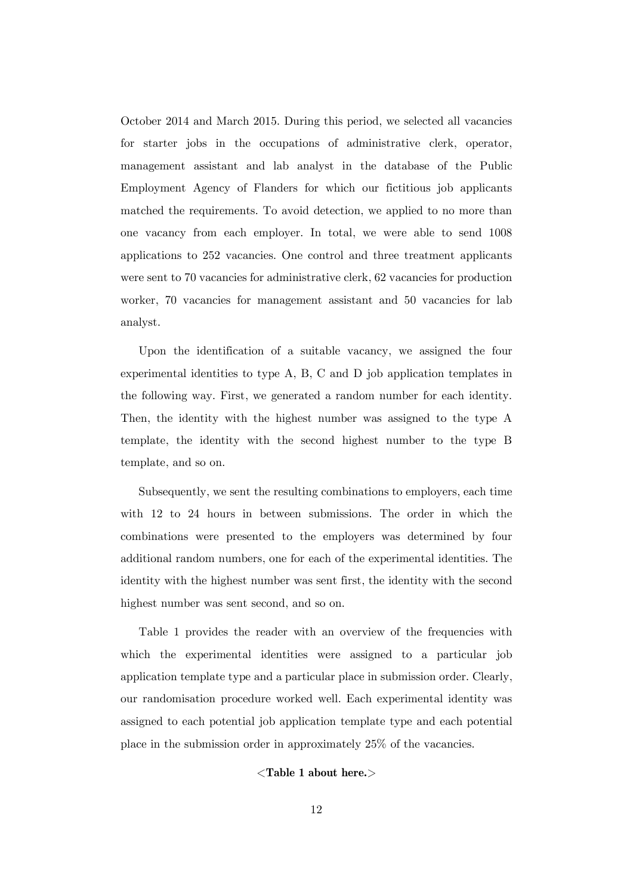October 2014 and March 2015. During this period, we selected all vacancies for starter jobs in the occupations of administrative clerk, operator, management assistant and lab analyst in the database of the Public Employment Agency of Flanders for which our fictitious job applicants matched the requirements. To avoid detection, we applied to no more than one vacancy from each employer. In total, we were able to send 1008 applications to 252 vacancies. One control and three treatment applicants were sent to 70 vacancies for administrative clerk, 62 vacancies for production worker, 70 vacancies for management assistant and 50 vacancies for lab analyst.

Upon the identification of a suitable vacancy, we assigned the four experimental identities to type A, B, C and D job application templates in the following way. First, we generated a random number for each identity. Then, the identity with the highest number was assigned to the type A template, the identity with the second highest number to the type B template, and so on.

Subsequently, we sent the resulting combinations to employers, each time with 12 to 24 hours in between submissions. The order in which the combinations were presented to the employers was determined by four additional random numbers, one for each of the experimental identities. The identity with the highest number was sent first, the identity with the second highest number was sent second, and so on.

Table 1 provides the reader with an overview of the frequencies with which the experimental identities were assigned to a particular job application template type and a particular place in submission order. Clearly, our randomisation procedure worked well. Each experimental identity was assigned to each potential job application template type and each potential place in the submission order in approximately 25% of the vacancies.

**<Table 1 about here.>**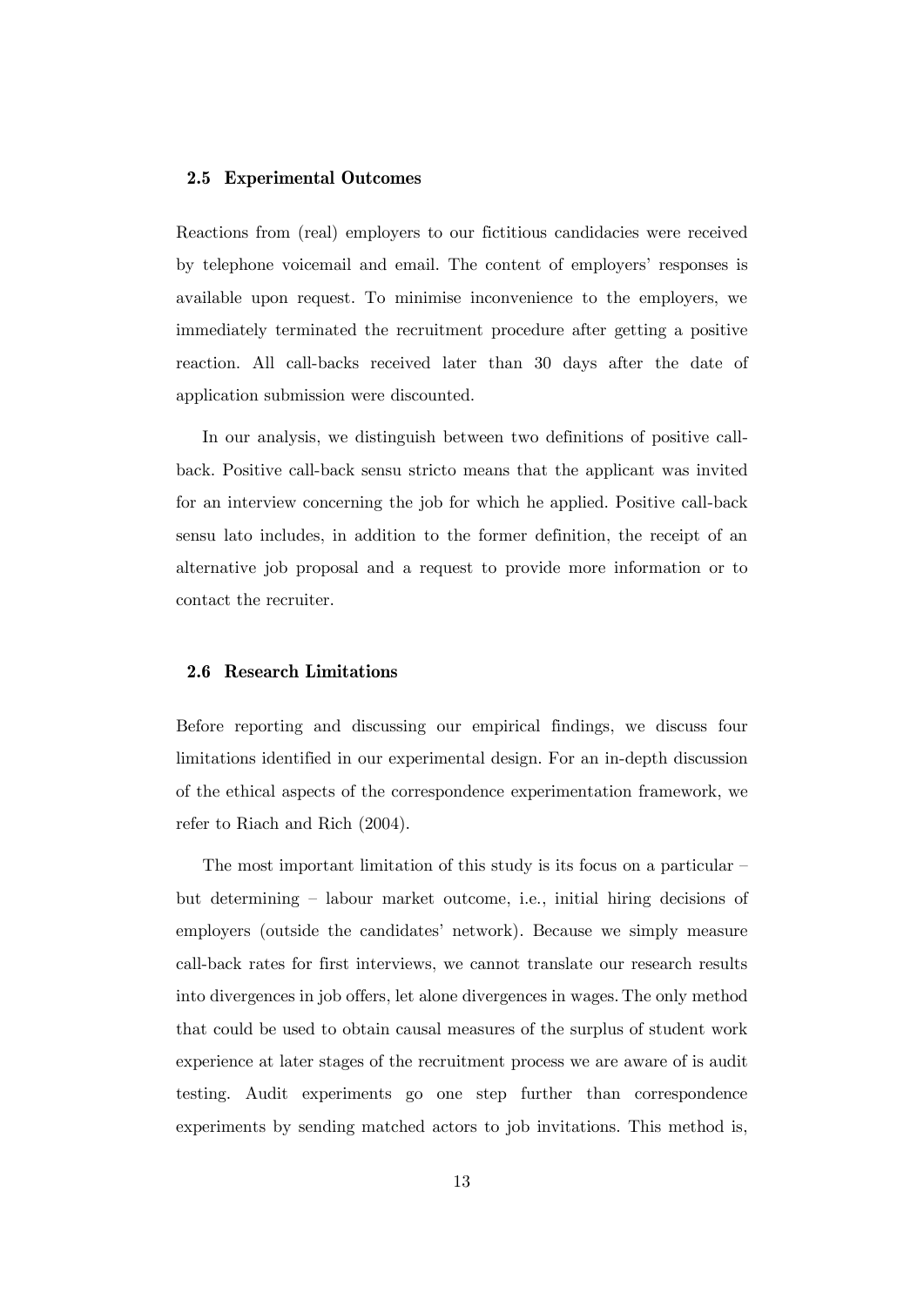### 2.5 Experimental Outcomes

Reactions from (real) employers to our fictitious candidacies were received by telephone voicemail and email. The content of employers' responses is available upon request. To minimise inconvenience to the employers, we immediately terminated the recruitment procedure after getting a positive reaction. All call-backs received later than 30 days after the date of application submission were discounted.

In our analysis, we distinguish between two definitions of positive call-back. Positive call-back sensu stricto means that the applicant was invited for an interview concerning the job for which he applied. Positive call-back sensu lato includes, in addition to the former definition, the receipt of an alternative job proposal and a request to provide more information or to contact the recruiter.

### 2.6 Research Limitations

Before reporting and discussing our empirical findings, we discuss four limitations identified in our experimental design. For an in-depth discussion of the ethical aspects of the correspondence experimentation framework, we refer to Riach and Rich (2004).

The most important limitation of this study is its focus on a particular – but determining – labour market outcome, i.e., initial hiring decisions of employers (outside the candidates' network). Because we simply measure call-back rates for first interviews, we cannot translate our research results into divergences in job offers, let alone divergences in wages. The only method that could be used to obtain causal measures of the surplus of student work experience at later stages of the recruitment process we are aware of is audit testing. Audit experiments go one step further than correspondence experiments by sending matched actors to job invitations. This method is,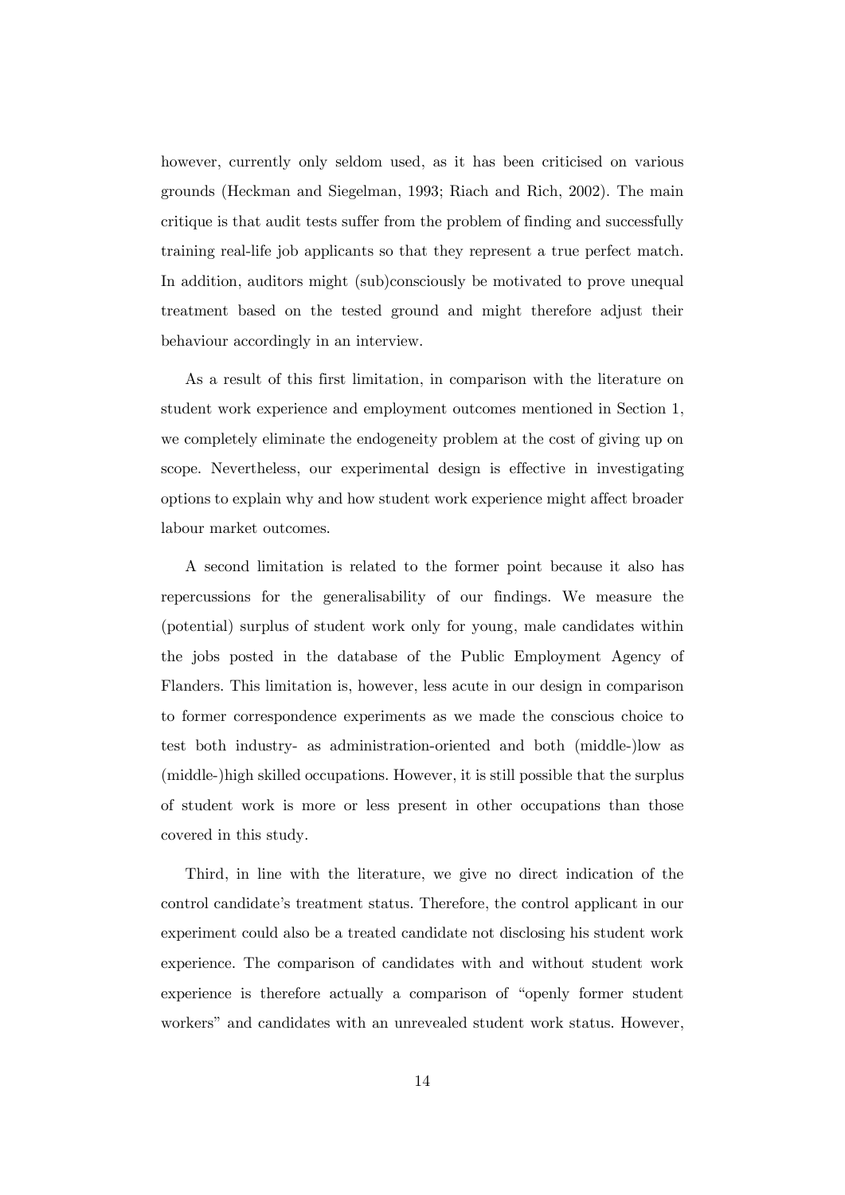however, currently only seldom used, as it has been criticised on various grounds (Heckman and Siegelman, 1993; Riach and Rich, 2002). The main critique is that audit tests suffer from the problem of finding and successfully training real-life job applicants so that they represent a true perfect match. In addition, auditors might (sub)consciously be motivated to prove unequal treatment based on the tested ground and might therefore adjust their behaviour accordingly in an interview.

As a result of this first limitation, in comparison with the literature on student work experience and employment outcomes mentioned in Section 1, we completely eliminate the endogeneity problem at the cost of giving up on scope. Nevertheless, our experimental design is effective in investigating options to explain why and how student work experience might affect broader labour market outcomes.

A second limitation is related to the former point because it also has repercussions for the generalisability of our findings. We measure the (potential) surplus of student work only for young, male candidates within the jobs posted in the database of the Public Employment Agency of Flanders. This limitation is, however, less acute in our design in comparison to former correspondence experiments as we made the conscious choice to test both industry- as administration-oriented and both (middle-)low as (middle-)high skilled occupations. However, it is still possible that the surplus of student work is more or less present in other occupations than those covered in this study.

Third, in line with the literature, we give no direct indication of the control candidate's treatment status. Therefore, the control applicant in our experiment could also be a treated candidate not disclosing his student work experience. The comparison of candidates with and without student work experience is therefore actually a comparison of "openly former student workers" and candidates with an unrevealed student work status. However,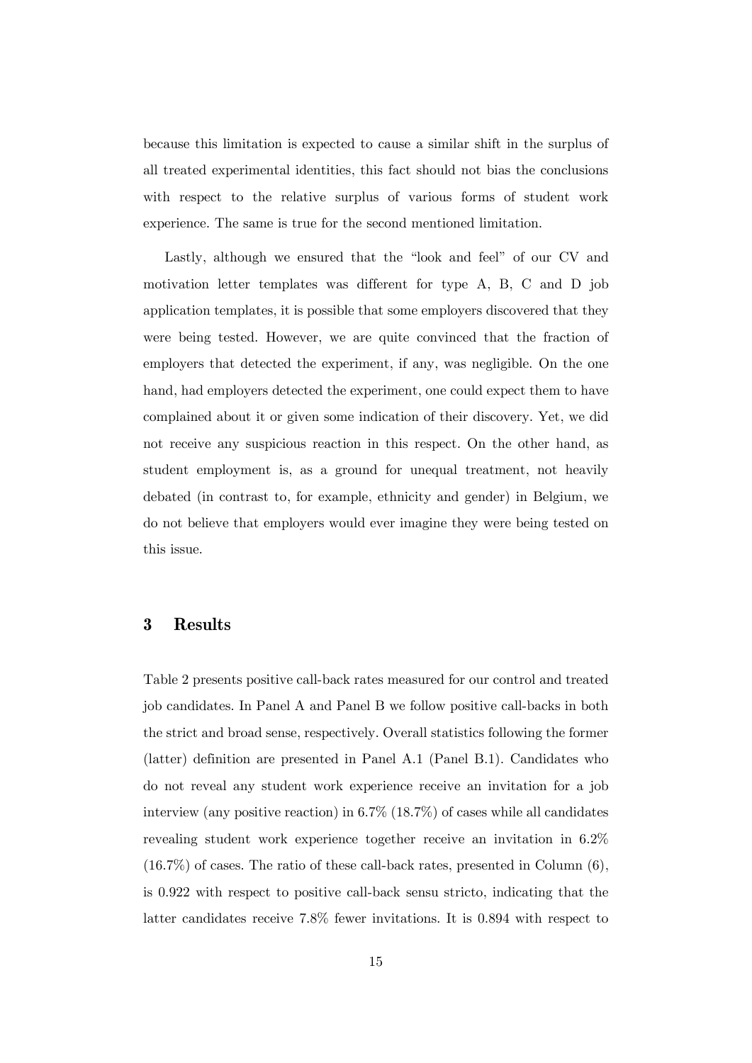because this limitation is expected to cause a similar shift in the surplus of all treated experimental identities, this fact should not bias the conclusions with respect to the relative surplus of various forms of student work experience. The same is true for the second mentioned limitation.

Lastly, although we ensured that the "look and feel" of our CV and motivation letter templates was different for type A, B, C and D job application templates, it is possible that some employers discovered that they were being tested. However, we are quite convinced that the fraction of employers that detected the experiment, if any, was negligible. On the one hand, had employers detected the experiment, one could expect them to have complained about it or given some indication of their discovery. Yet, we did not receive any suspicious reaction in this respect. On the other hand, as student employment is, as a ground for unequal treatment, not heavily debated (in contrast to, for example, ethnicity and gender) in Belgium, we do not believe that employers would ever imagine they were being tested on this issue.

## 3 Results

Table 2 presents positive call-back rates measured for our control and treated job candidates. In Panel A and Panel B we follow positive call-backs in both the strict and broad sense, respectively. Overall statistics following the former (latter) definition are presented in Panel A.1 (Panel B.1). Candidates who do not reveal any student work experience receive an invitation for a job interview (any positive reaction) in 6.7% (18.7%) of cases while all candidates revealing student work experience together receive an invitation in 6.2% (16.7%) of cases. The ratio of these call-back rates, presented in Column (6), is 0.922 with respect to positive call-back sensu stricto, indicating that the latter candidates receive 7.8% fewer invitations. It is 0.894 with respect to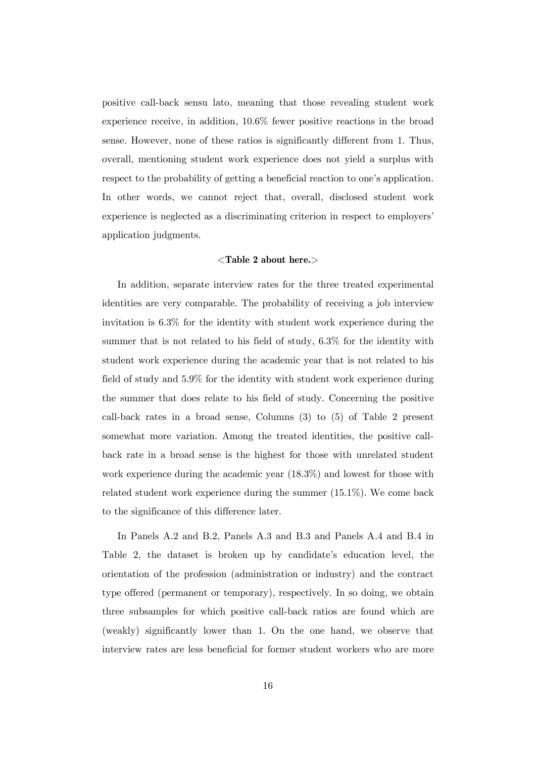positive call-back sensu lato, meaning that those revealing student work experience receive, in addition, 10.6% fewer positive reactions in the broad sense. However, none of these ratios is significantly different from 1. Thus, overall, mentioning student work experience does not yield a surplus with respect to the probability of getting a beneficial reaction to one's application. In other words, we cannot reject that, overall, disclosed student work experience is neglected as a discriminating criterion in respect to employers' application judgments.

**<Table 2 about here.>**

In addition, separate interview rates for the three treated experimental identities are very comparable. The probability of receiving a job interview invitation is 6.3% for the identity with student work experience during the summer that is not related to his field of study, 6.3% for the identity with student work experience during the academic year that is not related to his field of study and 5.9% for the identity with student work experience during the summer that does relate to his field of study. Concerning the positive call-back rates in a broad sense, Columns (3) to (5) of Table 2 present somewhat more variation. Among the treated identities, the positive call-back rate in a broad sense is the highest for those with unrelated student work experience during the academic year (18.3%) and lowest for those with related student work experience during the summer (15.1%). We come back to the significance of this difference later.

In Panels A.2 and B.2, Panels A.3 and B.3 and Panels A.4 and B.4 in Table 2, the dataset is broken up by candidate's education level, the orientation of the profession (administration or industry) and the contract type offered (permanent or temporary), respectively. In so doing, we obtain three subsamples for which positive call-back ratios are found which are (weakly) significantly lower than 1. On the one hand, we observe that interview rates are less beneficial for former student workers who are more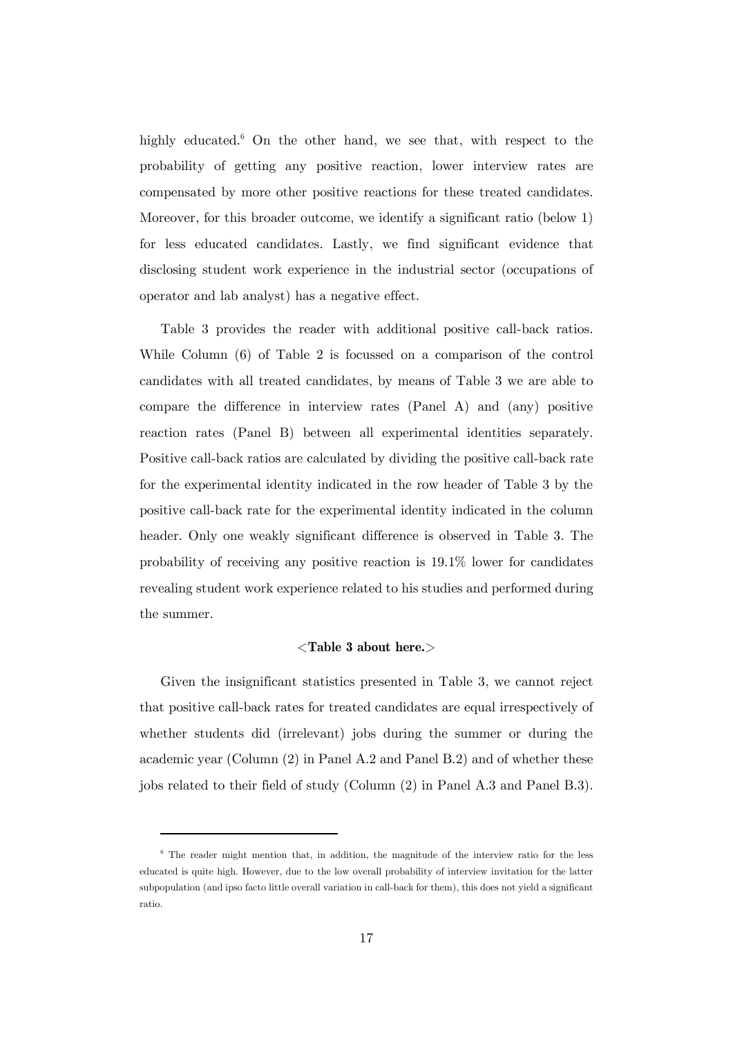highly educated.[6] On the other hand, we see that, with respect to the probability of getting any positive reaction, lower interview rates are compensated by more other positive reactions for these treated candidates. Moreover, for this broader outcome, we identify a significant ratio (below 1) for less educated candidates. Lastly, we find significant evidence that disclosing student work experience in the industrial sector (occupations of operator and lab analyst) has a negative effect.

Table 3 provides the reader with additional positive call-back ratios. While Column (6) of Table 2 is focussed on a comparison of the control candidates with all treated candidates, by means of Table 3 we are able to compare the difference in interview rates (Panel A) and (any) positive reaction rates (Panel B) between all experimental identities separately. Positive call-back ratios are calculated by dividing the positive call-back rate for the experimental identity indicated in the row header of Table 3 by the positive call-back rate for the experimental identity indicated in the column header. Only one weakly significant difference is observed in Table 3. The probability of receiving any positive reaction is 19.1% lower for candidates revealing student work experience related to his studies and performed during the summer.

**<Table 3 about here.>**

Given the insignificant statistics presented in Table 3, we cannot reject that positive call-back rates for treated candidates are equal irrespectively of whether students did (irrelevant) jobs during the summer or during the academic year (Column (2) in Panel A.2 and Panel B.2) and of whether these jobs related to their field of study (Column (2) in Panel A.3 and Panel B.3).

[6] The reader might mention that, in addition, the magnitude of the interview ratio for the less educated is quite high. However, due to the low overall probability of interview invitation for the latter subpopulation (and ipso facto little overall variation in call-back for them), this does not yield a significant ratio.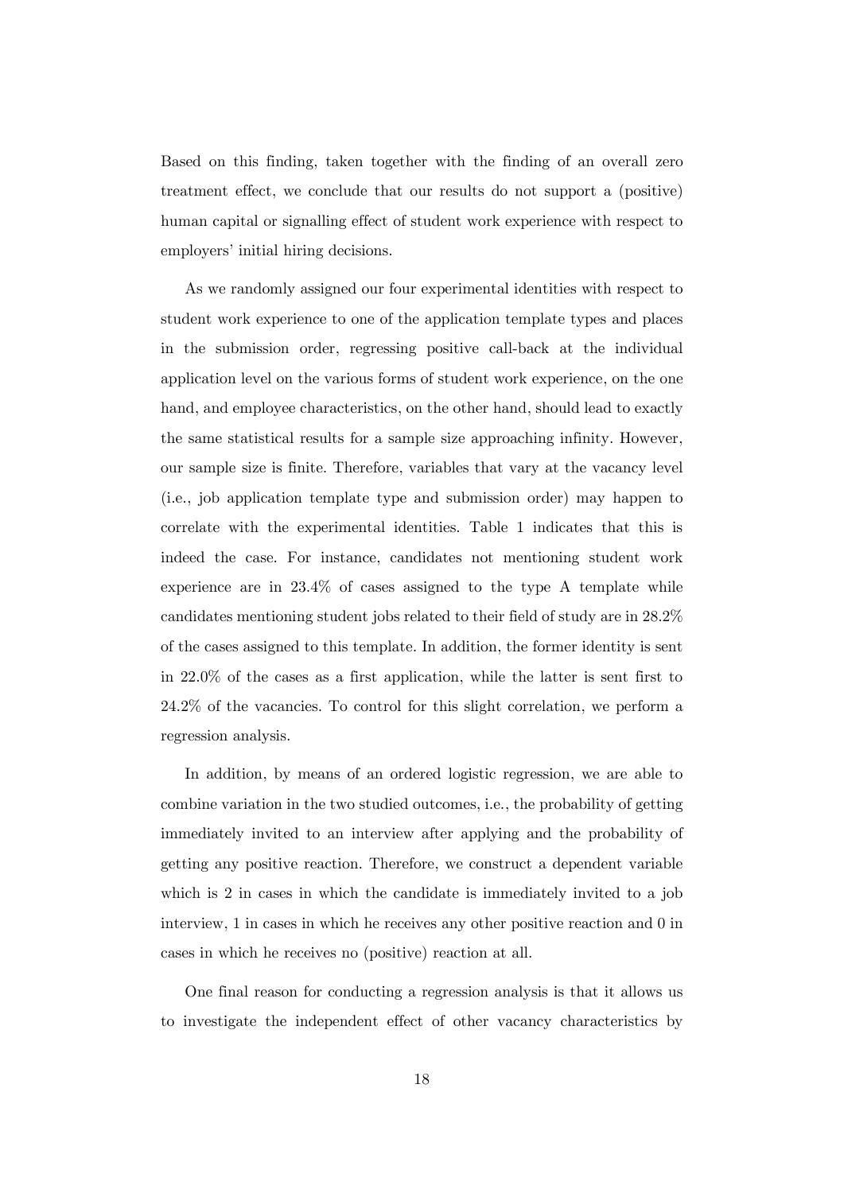Based on this finding, taken together with the finding of an overall zero treatment effect, we conclude that our results do not support a (positive) human capital or signalling effect of student work experience with respect to employers' initial hiring decisions.

As we randomly assigned our four experimental identities with respect to student work experience to one of the application template types and places in the submission order, regressing positive call-back at the individual application level on the various forms of student work experience, on the one hand, and employee characteristics, on the other hand, should lead to exactly the same statistical results for a sample size approaching infinity. However, our sample size is finite. Therefore, variables that vary at the vacancy level (i.e., job application template type and submission order) may happen to correlate with the experimental identities. Table 1 indicates that this is indeed the case. For instance, candidates not mentioning student work experience are in 23.4% of cases assigned to the type A template while candidates mentioning student jobs related to their field of study are in 28.2% of the cases assigned to this template. In addition, the former identity is sent in 22.0% of the cases as a first application, while the latter is sent first to 24.2% of the vacancies. To control for this slight correlation, we perform a regression analysis.

In addition, by means of an ordered logistic regression, we are able to combine variation in the two studied outcomes, i.e., the probability of getting immediately invited to an interview after applying and the probability of getting any positive reaction. Therefore, we construct a dependent variable which is 2 in cases in which the candidate is immediately invited to a job interview, 1 in cases in which he receives any other positive reaction and 0 in cases in which he receives no (positive) reaction at all.

One final reason for conducting a regression analysis is that it allows us to investigate the independent effect of other vacancy characteristics by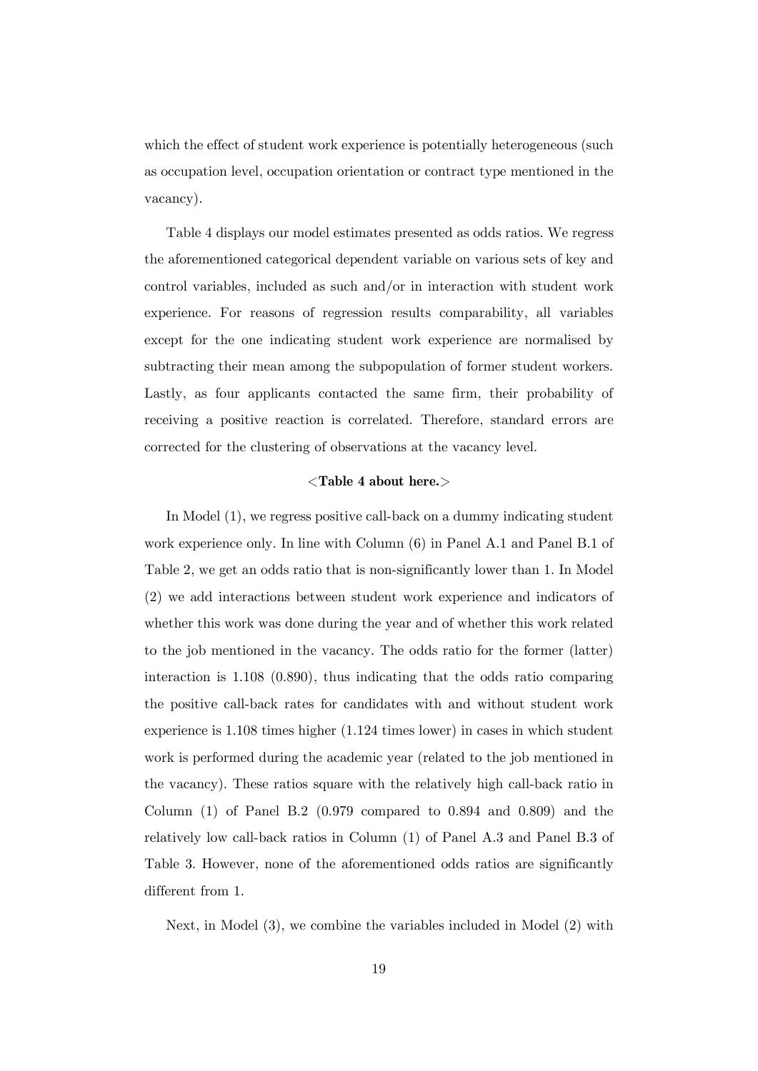which the effect of student work experience is potentially heterogeneous (such as occupation level, occupation orientation or contract type mentioned in the vacancy).

Table 4 displays our model estimates presented as odds ratios. We regress the aforementioned categorical dependent variable on various sets of key and control variables, included as such and/or in interaction with student work experience. For reasons of regression results comparability, all variables except for the one indicating student work experience are normalised by subtracting their mean among the subpopulation of former student workers. Lastly, as four applicants contacted the same firm, their probability of receiving a positive reaction is correlated. Therefore, standard errors are corrected for the clustering of observations at the vacancy level.

**<Table 4 about here.>**

In Model (1), we regress positive call-back on a dummy indicating student work experience only. In line with Column (6) in Panel A.1 and Panel B.1 of Table 2, we get an odds ratio that is non-significantly lower than 1. In Model (2) we add interactions between student work experience and indicators of whether this work was done during the year and of whether this work related to the job mentioned in the vacancy. The odds ratio for the former (latter) interaction is 1.108 (0.890), thus indicating that the odds ratio comparing the positive call-back rates for candidates with and without student work experience is 1.108 times higher (1.124 times lower) in cases in which student work is performed during the academic year (related to the job mentioned in the vacancy). These ratios square with the relatively high call-back ratio in Column (1) of Panel B.2 (0.979 compared to 0.894 and 0.809) and the relatively low call-back ratios in Column (1) of Panel A.3 and Panel B.3 of Table 3. However, none of the aforementioned odds ratios are significantly different from 1.

Next, in Model (3), we combine the variables included in Model (2) with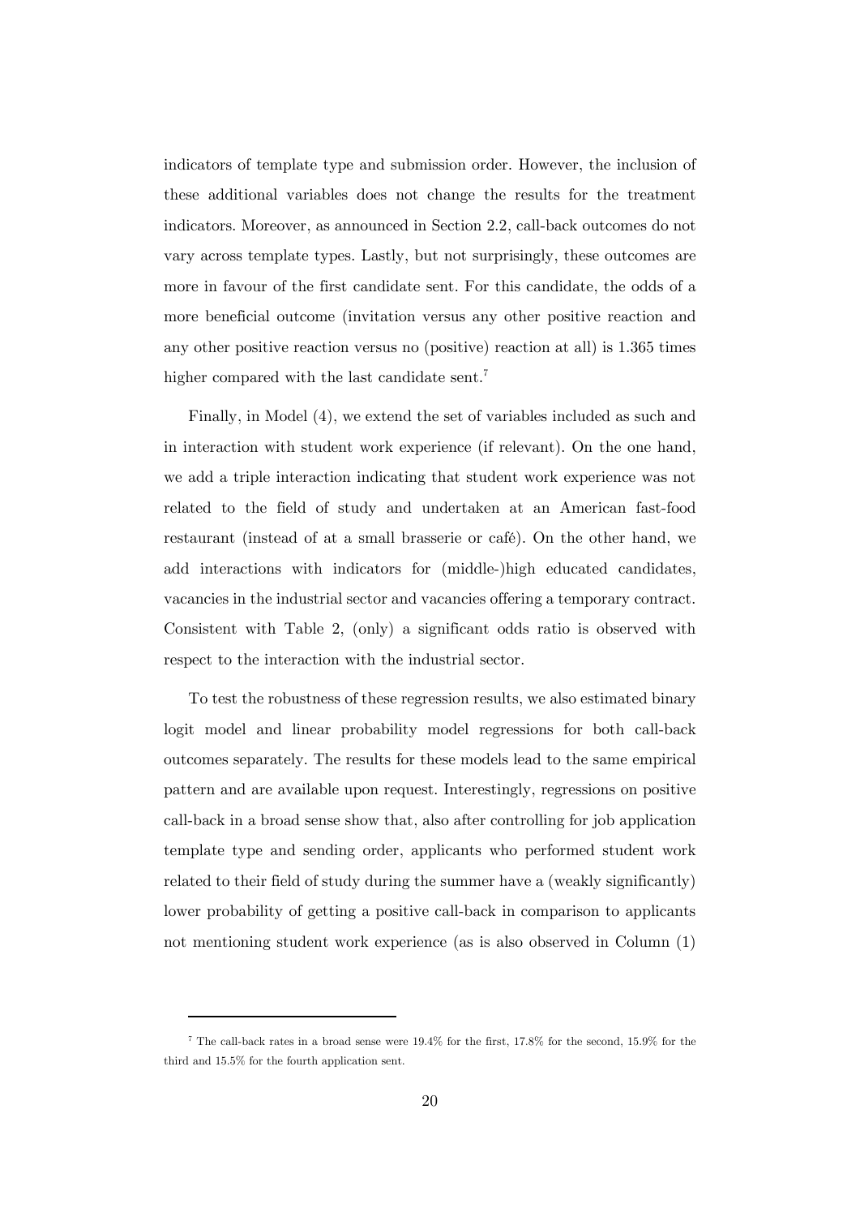indicators of template type and submission order. However, the inclusion of these additional variables does not change the results for the treatment indicators. Moreover, as announced in Section 2.2, call-back outcomes do not vary across template types. Lastly, but not surprisingly, these outcomes are more in favour of the first candidate sent. For this candidate, the odds of a more beneficial outcome (invitation versus any other positive reaction and any other positive reaction versus no (positive) reaction at all) is 1.365 times higher compared with the last candidate sent.[7]

Finally, in Model (4), we extend the set of variables included as such and in interaction with student work experience (if relevant). On the one hand, we add a triple interaction indicating that student work experience was not related to the field of study and undertaken at an American fast-food restaurant (instead of at a small brasserie or café). On the other hand, we add interactions with indicators for (middle-)high educated candidates, vacancies in the industrial sector and vacancies offering a temporary contract. Consistent with Table 2, (only) a significant odds ratio is observed with respect to the interaction with the industrial sector.

To test the robustness of these regression results, we also estimated binary logit model and linear probability model regressions for both call-back outcomes separately. The results for these models lead to the same empirical pattern and are available upon request. Interestingly, regressions on positive call-back in a broad sense show that, also after controlling for job application template type and sending order, applicants who performed student work related to their field of study during the summer have a (weakly significantly) lower probability of getting a positive call-back in comparison to applicants not mentioning student work experience (as is also observed in Column (1)

---

[7] The call-back rates in a broad sense were 19.4% for the first, 17.8% for the second, 15.9% for the third and 15.5% for the fourth application sent.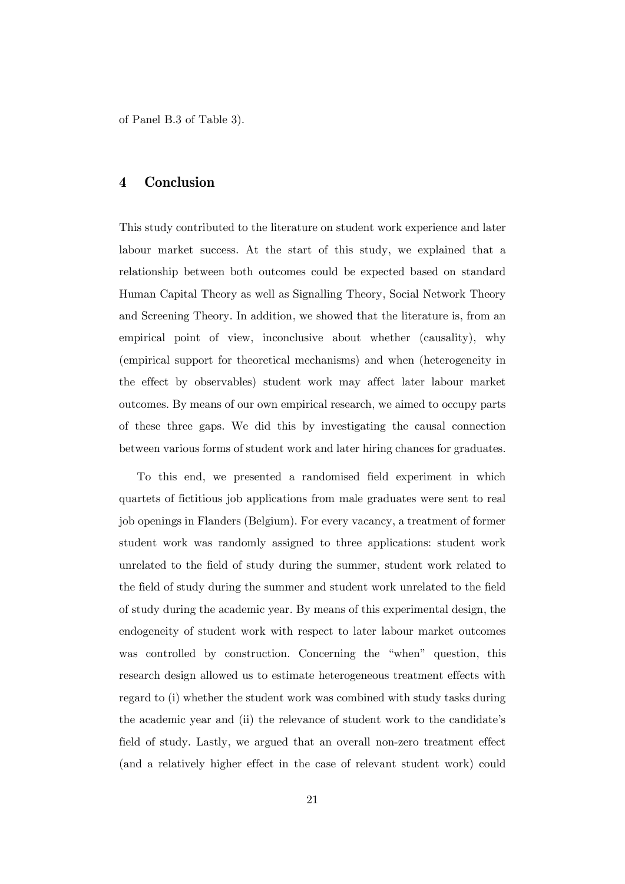of Panel B.3 of Table 3).

# 4 Conclusion

This study contributed to the literature on student work experience and later labour market success. At the start of this study, we explained that a relationship between both outcomes could be expected based on standard Human Capital Theory as well as Signalling Theory, Social Network Theory and Screening Theory. In addition, we showed that the literature is, from an empirical point of view, inconclusive about whether (causality), why (empirical support for theoretical mechanisms) and when (heterogeneity in the effect by observables) student work may affect later labour market outcomes. By means of our own empirical research, we aimed to occupy parts of these three gaps. We did this by investigating the causal connection between various forms of student work and later hiring chances for graduates.

To this end, we presented a randomised field experiment in which quartets of fictitious job applications from male graduates were sent to real job openings in Flanders (Belgium). For every vacancy, a treatment of former student work was randomly assigned to three applications: student work unrelated to the field of study during the summer, student work related to the field of study during the summer and student work unrelated to the field of study during the academic year. By means of this experimental design, the endogeneity of student work with respect to later labour market outcomes was controlled by construction. Concerning the "when" question, this research design allowed us to estimate heterogeneous treatment effects with regard to (i) whether the student work was combined with study tasks during the academic year and (ii) the relevance of student work to the candidate's field of study. Lastly, we argued that an overall non-zero treatment effect (and a relatively higher effect in the case of relevant student work) could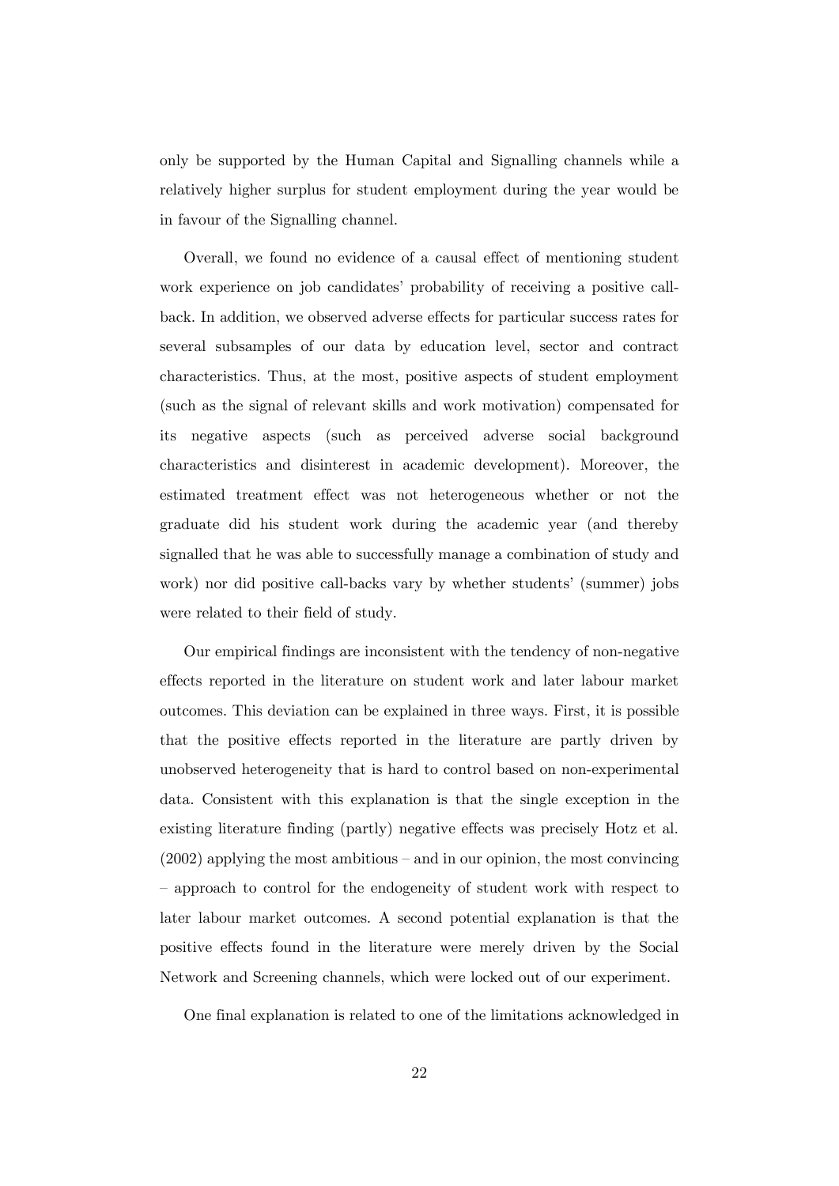only be supported by the Human Capital and Signalling channels while a relatively higher surplus for student employment during the year would be in favour of the Signalling channel.

Overall, we found no evidence of a causal effect of mentioning student work experience on job candidates' probability of receiving a positive call-back. In addition, we observed adverse effects for particular success rates for several subsamples of our data by education level, sector and contract characteristics. Thus, at the most, positive aspects of student employment (such as the signal of relevant skills and work motivation) compensated for its negative aspects (such as perceived adverse social background characteristics and disinterest in academic development). Moreover, the estimated treatment effect was not heterogeneous whether or not the graduate did his student work during the academic year (and thereby signalled that he was able to successfully manage a combination of study and work) nor did positive call-backs vary by whether students' (summer) jobs were related to their field of study.

Our empirical findings are inconsistent with the tendency of non-negative effects reported in the literature on student work and later labour market outcomes. This deviation can be explained in three ways. First, it is possible that the positive effects reported in the literature are partly driven by unobserved heterogeneity that is hard to control based on non-experimental data. Consistent with this explanation is that the single exception in the existing literature finding (partly) negative effects was precisely Hotz et al. (2002) applying the most ambitious – and in our opinion, the most convincing – approach to control for the endogeneity of student work with respect to later labour market outcomes. A second potential explanation is that the positive effects found in the literature were merely driven by the Social Network and Screening channels, which were locked out of our experiment.

One final explanation is related to one of the limitations acknowledged in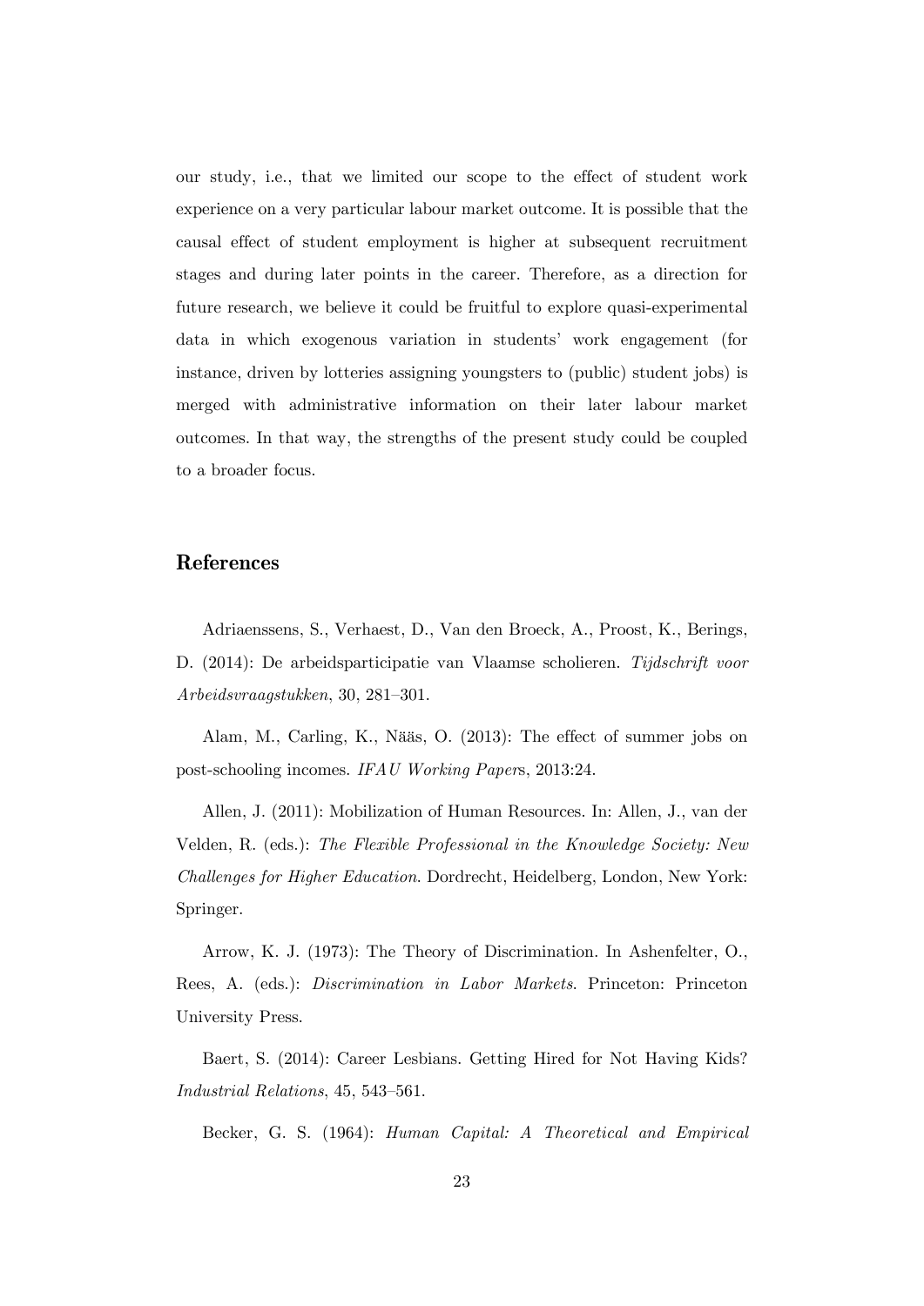our study, i.e., that we limited our scope to the effect of student work experience on a very particular labour market outcome. It is possible that the causal effect of student employment is higher at subsequent recruitment stages and during later points in the career. Therefore, as a direction for future research, we believe it could be fruitful to explore quasi-experimental data in which exogenous variation in students' work engagement (for instance, driven by lotteries assigning youngsters to (public) student jobs) is merged with administrative information on their later labour market outcomes. In that way, the strengths of the present study could be coupled to a broader focus.

## References

Adriaenssens, S., Verhaest, D., Van den Broeck, A., Proost, K., Berings, D. (2014): De arbeidsparticipatie van Vlaamse scholieren. *Tijdschrift voor Arbeidsvraagstukken*, 30, 281–301.

Alam, M., Carling, K., Nääs, O. (2013): The effect of summer jobs on post-schooling incomes. *IFAU Working Papers*, 2013:24.

Allen, J. (2011): Mobilization of Human Resources. In: Allen, J., van der Velden, R. (eds.): *The Flexible Professional in the Knowledge Society: New Challenges for Higher Education*. Dordrecht, Heidelberg, London, New York: Springer.

Arrow, K. J. (1973): The Theory of Discrimination. In Ashenfelter, O., Rees, A. (eds.): *Discrimination in Labor Markets*. Princeton: Princeton University Press.

Baert, S. (2014): Career Lesbians. Getting Hired for Not Having Kids? *Industrial Relations*, 45, 543–561.

Becker, G. S. (1964): *Human Capital: A Theoretical and Empirical*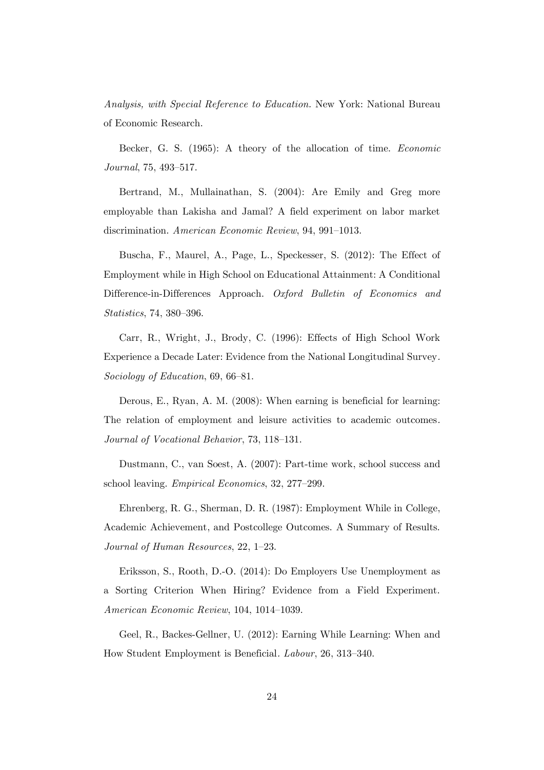*Analysis, with Special Reference to Education.* New York: National Bureau of Economic Research.

Becker, G. S. (1965): A theory of the allocation of time. *Economic Journal*, 75, 493–517.

Bertrand, M., Mullainathan, S. (2004): Are Emily and Greg more employable than Lakisha and Jamal? A field experiment on labor market discrimination. *American Economic Review*, 94, 991–1013.

Buscha, F., Maurel, A., Page, L., Speckesser, S. (2012): The Effect of Employment while in High School on Educational Attainment: A Conditional Difference-in-Differences Approach. *Oxford Bulletin of Economics and Statistics*, 74, 380–396.

Carr, R., Wright, J., Brody, C. (1996): Effects of High School Work Experience a Decade Later: Evidence from the National Longitudinal Survey. *Sociology of Education*, 69, 66–81.

Derous, E., Ryan, A. M. (2008): When earning is beneficial for learning: The relation of employment and leisure activities to academic outcomes. *Journal of Vocational Behavior*, 73, 118–131.

Dustmann, C., van Soest, A. (2007): Part-time work, school success and school leaving. *Empirical Economics*, 32, 277–299.

Ehrenberg, R. G., Sherman, D. R. (1987): Employment While in College, Academic Achievement, and Postcollege Outcomes. A Summary of Results. *Journal of Human Resources*, 22, 1–23.

Eriksson, S., Rooth, D.-O. (2014): Do Employers Use Unemployment as a Sorting Criterion When Hiring? Evidence from a Field Experiment. *American Economic Review*, 104, 1014–1039.

Geel, R., Backes-Gellner, U. (2012): Earning While Learning: When and How Student Employment is Beneficial. *Labour*, 26, 313–340.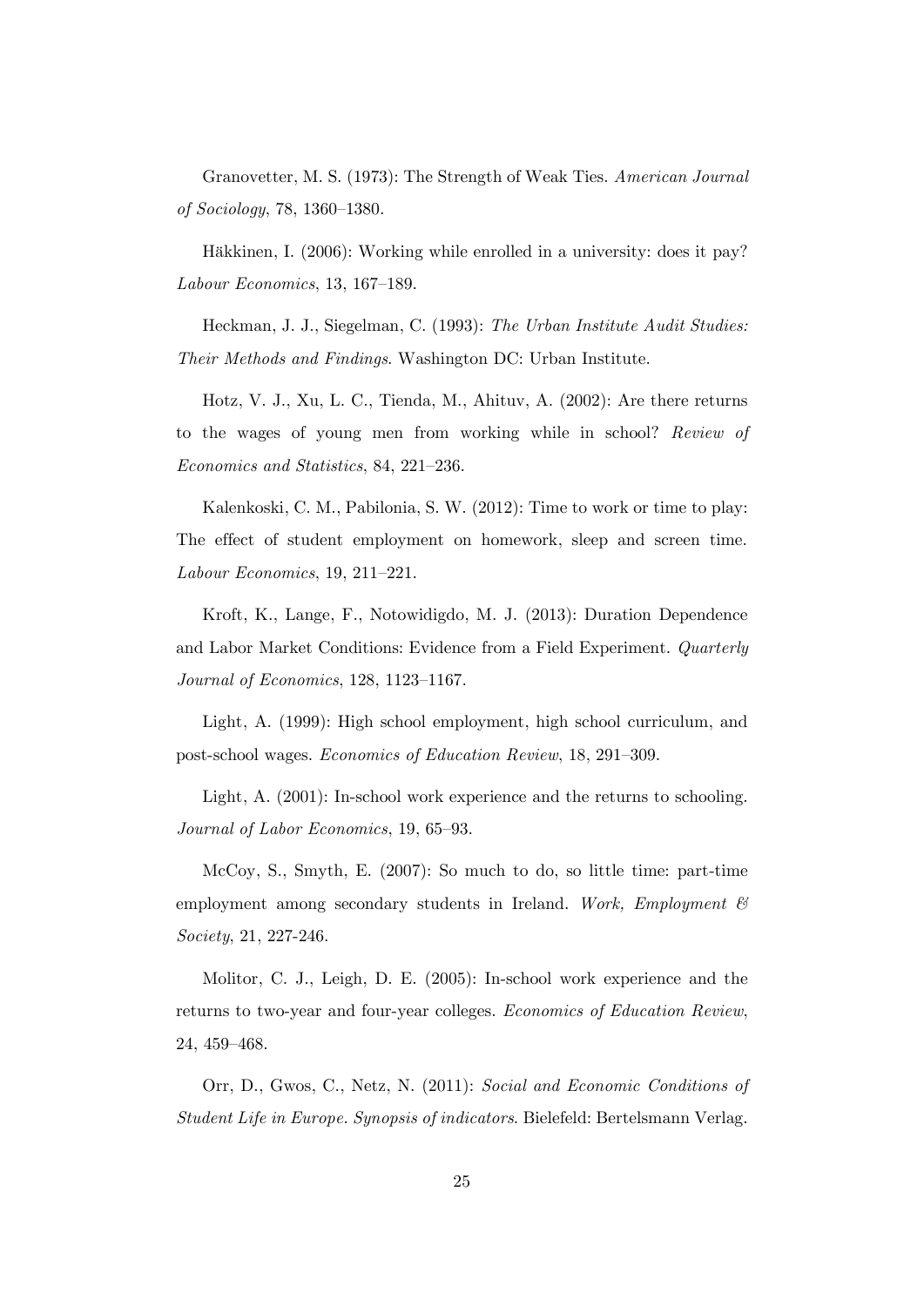Granovetter, M. S. (1973): The Strength of Weak Ties. *American Journal of Sociology*, 78, 1360–1380.

Häkkinen, I. (2006): Working while enrolled in a university: does it pay? *Labour Economics*, 13, 167–189.

Heckman, J. J., Siegelman, C. (1993): *The Urban Institute Audit Studies: Their Methods and Findings*. Washington DC: Urban Institute.

Hotz, V. J., Xu, L. C., Tienda, M., Ahituv, A. (2002): Are there returns to the wages of young men from working while in school? *Review of Economics and Statistics*, 84, 221–236.

Kalenkoski, C. M., Pabilonia, S. W. (2012): Time to work or time to play: The effect of student employment on homework, sleep and screen time. *Labour Economics*, 19, 211–221.

Kroft, K., Lange, F., Notowidigdo, M. J. (2013): Duration Dependence and Labor Market Conditions: Evidence from a Field Experiment. *Quarterly Journal of Economics*, 128, 1123–1167.

Light, A. (1999): High school employment, high school curriculum, and post-school wages. *Economics of Education Review*, 18, 291–309.

Light, A. (2001): In-school work experience and the returns to schooling. *Journal of Labor Economics*, 19, 65–93.

McCoy, S., Smyth, E. (2007): So much to do, so little time: part-time employment among secondary students in Ireland. *Work, Employment & Society*, 21, 227-246.

Molitor, C. J., Leigh, D. E. (2005): In-school work experience and the returns to two-year and four-year colleges. *Economics of Education Review*, 24, 459–468.

Orr, D., Gwos, C., Netz, N. (2011): *Social and Economic Conditions of Student Life in Europe. Synopsis of indicators*. Bielefeld: Bertelsmann Verlag.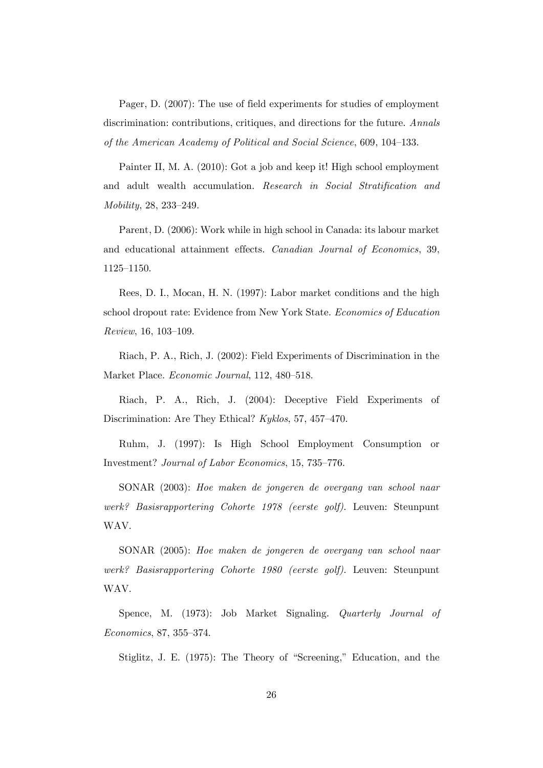Pager, D. (2007): The use of field experiments for studies of employment discrimination: contributions, critiques, and directions for the future. *Annals of the American Academy of Political and Social Science*, 609, 104–133.

Painter II, M. A. (2010): Got a job and keep it! High school employment and adult wealth accumulation. *Research in Social Stratification and Mobility*, 28, 233–249.

Parent, D. (2006): Work while in high school in Canada: its labour market and educational attainment effects. *Canadian Journal of Economics*, 39, 1125–1150.

Rees, D. I., Mocan, H. N. (1997): Labor market conditions and the high school dropout rate: Evidence from New York State. *Economics of Education Review*, 16, 103–109.

Riach, P. A., Rich, J. (2002): Field Experiments of Discrimination in the Market Place. *Economic Journal*, 112, 480–518.

Riach, P. A., Rich, J. (2004): Deceptive Field Experiments of Discrimination: Are They Ethical? *Kyklos*, 57, 457–470.

Ruhm, J. (1997): Is High School Employment Consumption or Investment? *Journal of Labor Economics*, 15, 735–776.

SONAR (2003): *Hoe maken de jongeren de overgang van school naar werk? Basisrapportering Cohorte 1978 (eerste golf)*. Leuven: Steunpunt WAV.

SONAR (2005): *Hoe maken de jongeren de overgang van school naar werk? Basisrapportering Cohorte 1980 (eerste golf)*. Leuven: Steunpunt WAV.

Spence, M. (1973): Job Market Signaling. *Quarterly Journal of Economics*, 87, 355–374.

Stiglitz, J. E. (1975): The Theory of "Screening," Education, and the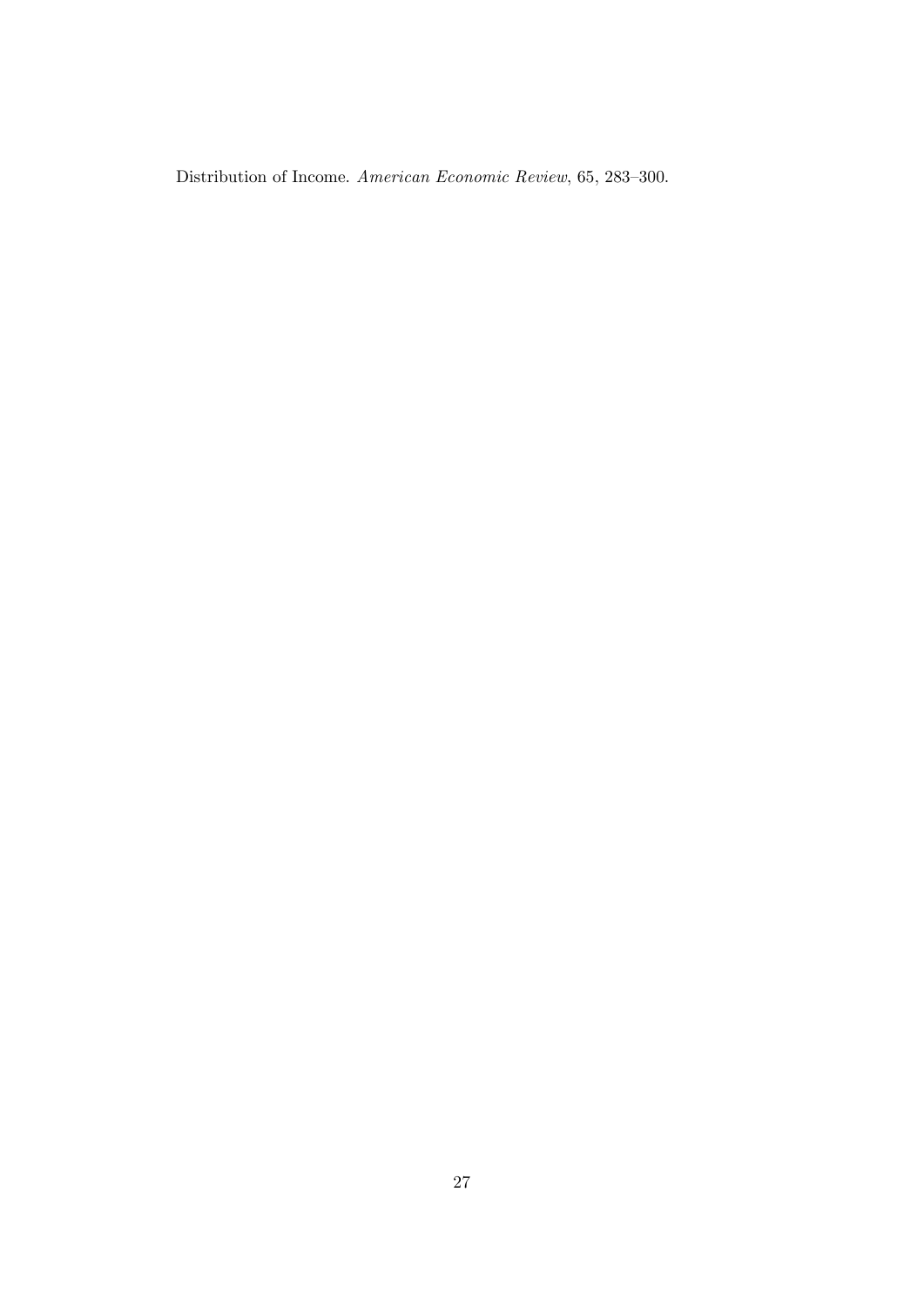Distribution of Income. *American Economic Review*, 65, 283–300.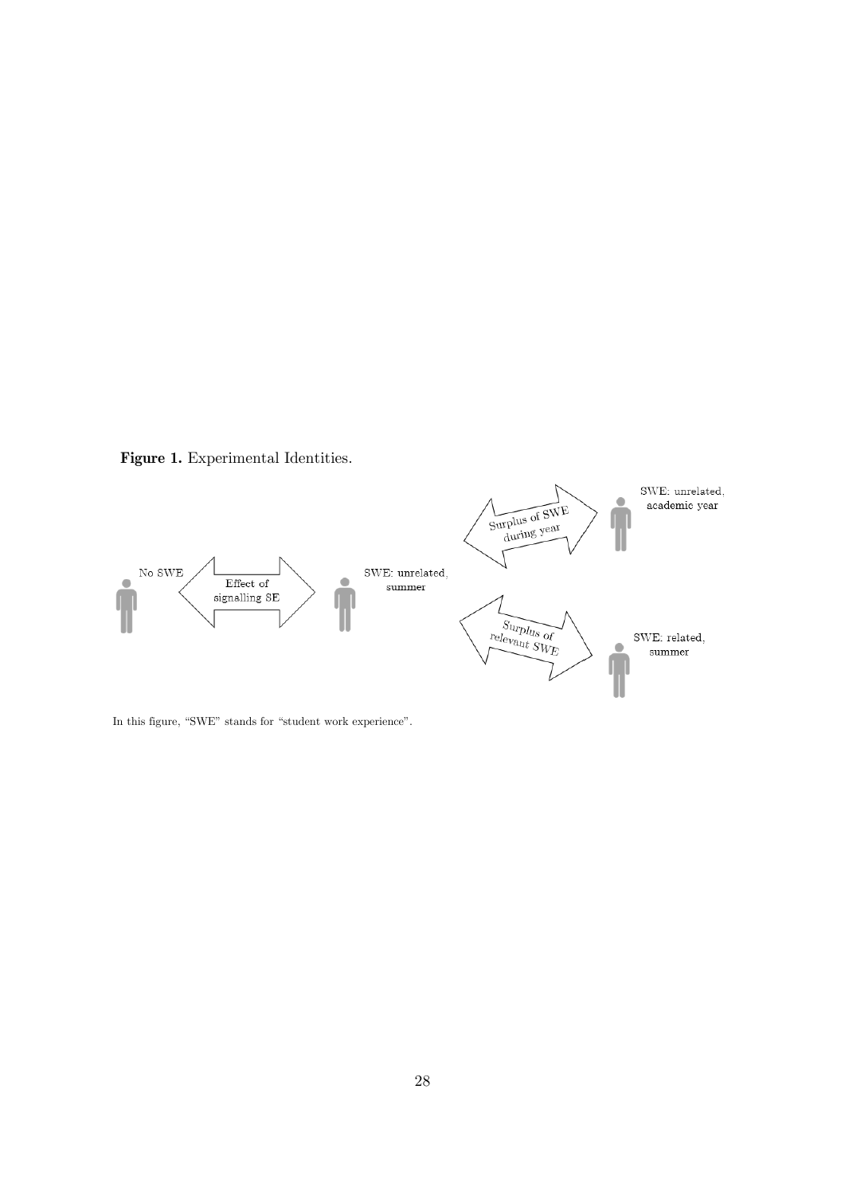**Figure 1.** Experimental Identities.

No SWE

Effect of signalling SE

SWE: unrelated, summer

Surplus of SWE during year

SWE: unrelated, academic year

Surplus of relevant SWE

SWE: related, summer

In this figure, "SWE" stands for "student work experience".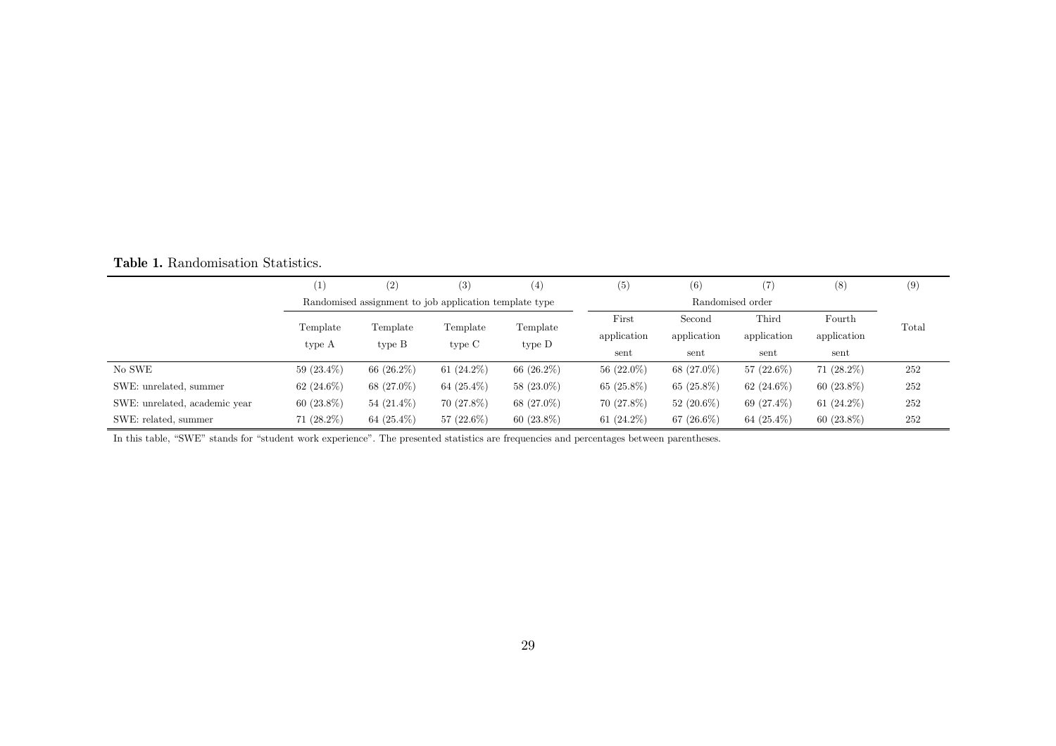**Table 1.** Randomisation Statistics.

| | (1) | (2) | (3) | (4) | (5) | (6) | (7) | (8) | (9) |
|---|---|---|---|---|---|---|---|---|---|
| | Randomised assignment to job application template type | | | | Randomised order | | | | |
| | Template type A | Template type B | Template type C | Template type D | First application sent | Second application sent | Third application sent | Fourth application sent | Total |
| No SWE | 59 (23.4%) | 66 (26.2%) | 61 (24.2%) | 66 (26.2%) | 56 (22.0%) | 68 (27.0%) | 57 (22.6%) | 71 (28.2%) | 252 |
| SWE: unrelated, summer | 62 (24.6%) | 68 (27.0%) | 64 (25.4%) | 58 (23.0%) | 65 (25.8%) | 65 (25.8%) | 62 (24.6%) | 60 (23.8%) | 252 |
| SWE: unrelated, academic year | 60 (23.8%) | 54 (21.4%) | 70 (27.8%) | 68 (27.0%) | 70 (27.8%) | 52 (20.6%) | 69 (27.4%) | 61 (24.2%) | 252 |
| SWE: related, summer | 71 (28.2%) | 64 (25.4%) | 57 (22.6%) | 60 (23.8%) | 61 (24.2%) | 67 (26.6%) | 64 (25.4%) | 60 (23.8%) | 252 |

In this table, "SWE" stands for "student work experience". The presented statistics are frequencies and percentages between parentheses.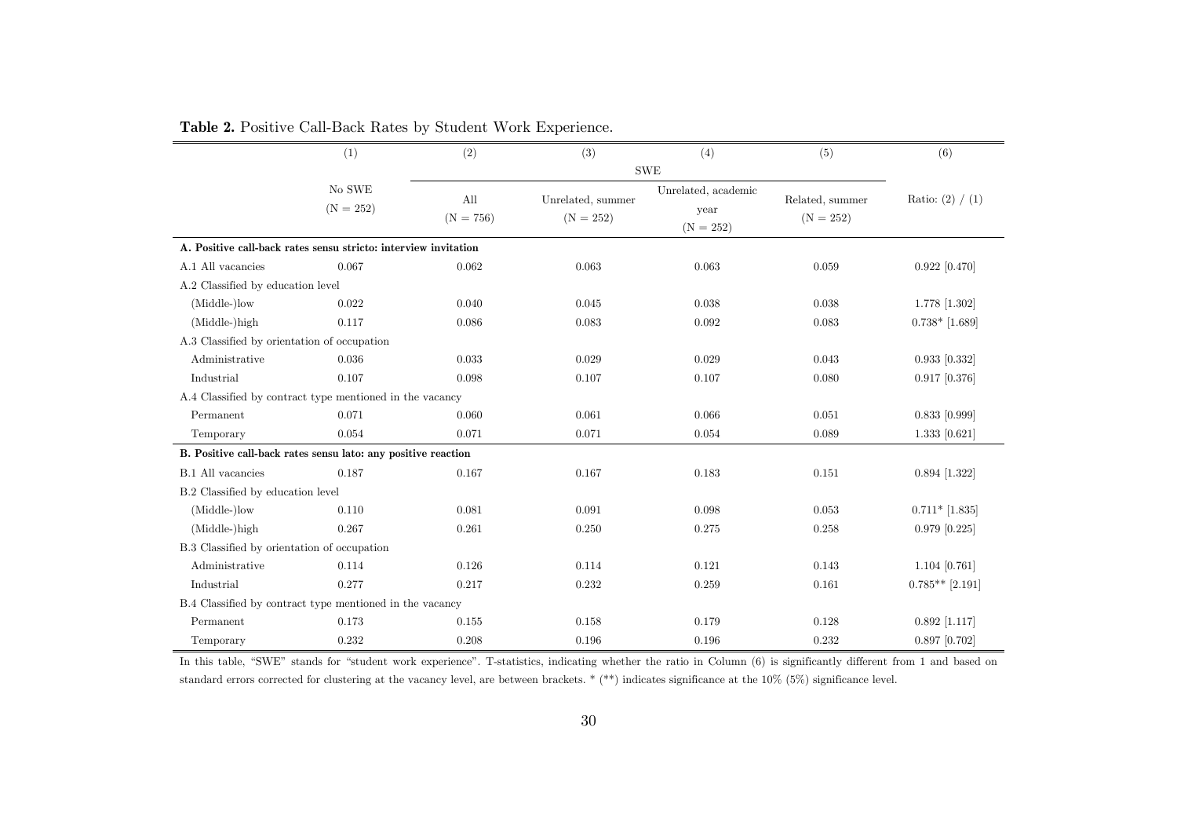**Table 2.** Positive Call-Back Rates by Student Work Experience.

| | (1) | (2) | (3) | (4) | (5) | (6) |
|---|---|---|---|---|---|---|
| | | SWE | | | | |
| | No SWE (N = 252) | All (N = 756) | Unrelated, summer (N = 252) | Unrelated, academic year (N = 252) | Related, summer (N = 252) | Ratio: (2) / (1) |
| **A. Positive call-back rates sensu stricto: interview invitation** | | | | | | |
| A.1 All vacancies | 0.067 | 0.062 | 0.063 | 0.063 | 0.059 | 0.922 [0.470] |
| A.2 Classified by education level | | | | | | |
| (Middle-)low | 0.022 | 0.040 | 0.045 | 0.038 | 0.038 | 1.778 [1.302] |
| (Middle-)high | 0.117 | 0.086 | 0.083 | 0.092 | 0.083 | 0.738* [1.689] |
| A.3 Classified by orientation of occupation | | | | | | |
| Administrative | 0.036 | 0.033 | 0.029 | 0.029 | 0.043 | 0.933 [0.332] |
| Industrial | 0.107 | 0.098 | 0.107 | 0.107 | 0.080 | 0.917 [0.376] |
| A.4 Classified by contract type mentioned in the vacancy | | | | | | |
| Permanent | 0.071 | 0.060 | 0.061 | 0.066 | 0.051 | 0.833 [0.999] |
| Temporary | 0.054 | 0.071 | 0.071 | 0.054 | 0.089 | 1.333 [0.621] |
| **B. Positive call-back rates sensu lato: any positive reaction** | | | | | | |
| B.1 All vacancies | 0.187 | 0.167 | 0.167 | 0.183 | 0.151 | 0.894 [1.322] |
| B.2 Classified by education level | | | | | | |
| (Middle-)low | 0.110 | 0.081 | 0.091 | 0.098 | 0.053 | 0.711* [1.835] |
| (Middle-)high | 0.267 | 0.261 | 0.250 | 0.275 | 0.258 | 0.979 [0.225] |
| B.3 Classified by orientation of occupation | | | | | | |
| Administrative | 0.114 | 0.126 | 0.114 | 0.121 | 0.143 | 1.104 [0.761] |
| Industrial | 0.277 | 0.217 | 0.232 | 0.259 | 0.161 | 0.785** [2.191] |
| B.4 Classified by contract type mentioned in the vacancy | | | | | | |
| Permanent | 0.173 | 0.155 | 0.158 | 0.179 | 0.128 | 0.892 [1.117] |
| Temporary | 0.232 | 0.208 | 0.196 | 0.196 | 0.232 | 0.897 [0.702] |

In this table, "SWE" stands for "student work experience". T-statistics, indicating whether the ratio in Column (6) is significantly different from 1 and based on standard errors corrected for clustering at the vacancy level, are between brackets. * (**) indicates significance at the 10% (5%) significance level.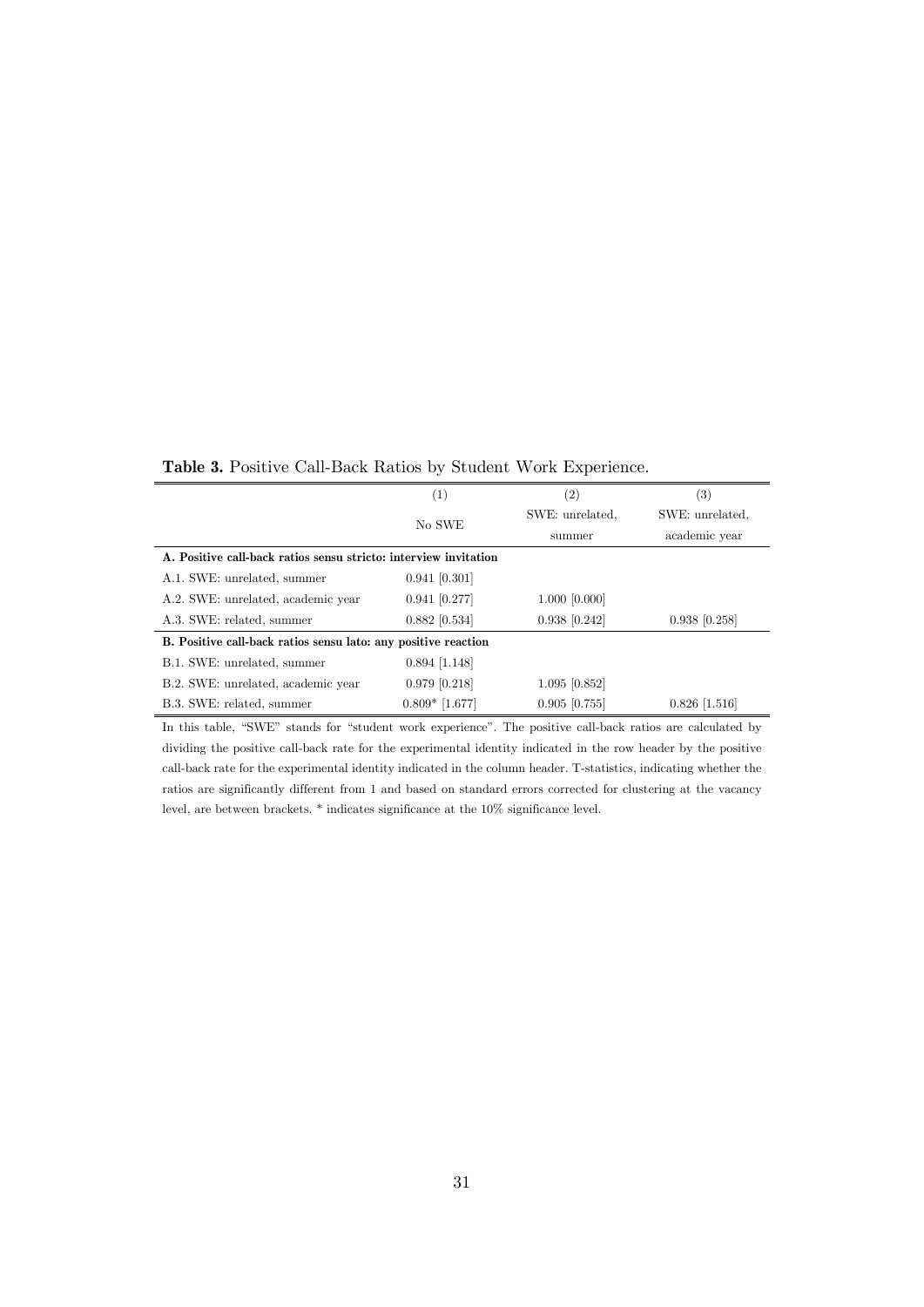**Table 3.** Positive Call-Back Ratios by Student Work Experience.

| | (1) No SWE | (2) SWE: unrelated, summer | (3) SWE: unrelated, academic year |
|---|---|---|---|
| **A. Positive call-back ratios sensu stricto: interview invitation** | | | |
| A.1. SWE: unrelated, summer | 0.941 [0.301] | | |
| A.2. SWE: unrelated, academic year | 0.941 [0.277] | 1.000 [0.000] | |
| A.3. SWE: related, summer | 0.882 [0.534] | 0.938 [0.242] | 0.938 [0.258] |
| **B. Positive call-back ratios sensu lato: any positive reaction** | | | |
| B.1. SWE: unrelated, summer | 0.894 [1.148] | | |
| B.2. SWE: unrelated, academic year | 0.979 [0.218] | 1.095 [0.852] | |
| B.3. SWE: related, summer | 0.809* [1.677] | 0.905 [0.755] | 0.826 [1.516] |

In this table, "SWE" stands for "student work experience". The positive call-back ratios are calculated by dividing the positive call-back rate for the experimental identity indicated in the row header by the positive call-back rate for the experimental identity indicated in the column header. T-statistics, indicating whether the ratios are significantly different from 1 and based on standard errors corrected for clustering at the vacancy level, are between brackets. * indicates significance at the 10% significance level.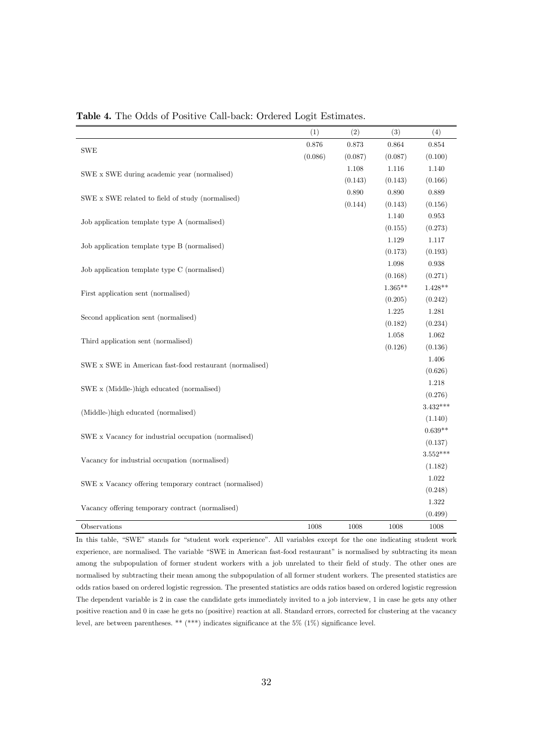**Table 4.** The Odds of Positive Call-back: Ordered Logit Estimates.

| | (1) | (2) | (3) | (4) |
|---|---|---|---|---|
| SWE | 0.876 | 0.873 | 0.864 | 0.854 |
| | (0.086) | (0.087) | (0.087) | (0.100) |
| SWE x SWE during academic year (normalised) | | 1.108 | 1.116 | 1.140 |
| | | (0.143) | (0.143) | (0.166) |
| SWE x SWE related to field of study (normalised) | | 0.890 | 0.890 | 0.889 |
| | | (0.144) | (0.143) | (0.156) |
| Job application template type A (normalised) | | | 1.140 | 0.953 |
| | | | (0.155) | (0.273) |
| Job application template type B (normalised) | | | 1.129 | 1.117 |
| | | | (0.173) | (0.193) |
| Job application template type C (normalised) | | | 1.098 | 0.938 |
| | | | (0.168) | (0.271) |
| First application sent (normalised) | | | 1.365** | 1.428** |
| | | | (0.205) | (0.242) |
| Second application sent (normalised) | | | 1.225 | 1.281 |
| | | | (0.182) | (0.234) |
| Third application sent (normalised) | | | 1.058 | 1.062 |
| | | | (0.126) | (0.136) |
| SWE x SWE in American fast-food restaurant (normalised) | | | | 1.406 |
| | | | | (0.626) |
| SWE x (Middle-)high educated (normalised) | | | | 1.218 |
| | | | | (0.276) |
| (Middle-)high educated (normalised) | | | | 3.432*** |
| | | | | (1.140) |
| SWE x Vacancy for industrial occupation (normalised) | | | | 0.639** |
| | | | | (0.137) |
| Vacancy for industrial occupation (normalised) | | | | 3.552*** |
| | | | | (1.182) |
| SWE x Vacancy offering temporary contract (normalised) | | | | 1.022 |
| | | | | (0.248) |
| Vacancy offering temporary contract (normalised) | | | | 1.322 |
| | | | | (0.499) |
| Observations | 1008 | 1008 | 1008 | 1008 |

In this table, "SWE" stands for "student work experience". All variables except for the one indicating student work experience, are normalised. The variable "SWE in American fast-food restaurant" is normalised by subtracting its mean among the subpopulation of former student workers with a job unrelated to their field of study. The other ones are normalised by subtracting their mean among the subpopulation of all former student workers. The presented statistics are odds ratios based on ordered logistic regression. The presented statistics are odds ratios based on ordered logistic regression The dependent variable is 2 in case the candidate gets immediately invited to a job interview, 1 in case he gets any other positive reaction and 0 in case he gets no (positive) reaction at all. Standard errors, corrected for clustering at the vacancy level, are between parentheses. ** (***) indicates significance at the 5% (1%) significance level.